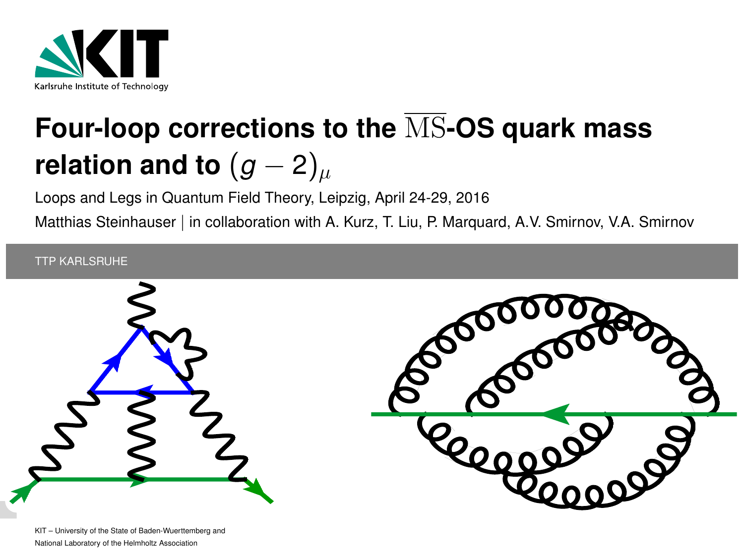# Four-loop corrections to the $\overline{\mathrm{MS}}$-OS quark mass relation and to $(g-2)_\mu$

Loops and Legs in Quantum Field Theory, Leipzig, April 24-29, 2016

Matthias Steinhauser | in collaboration with A. Kurz, T. Liu, P. Marquard, A.V. Smirnov, V.A. Smirnov

TTP KARLSRUHE

KIT – University of the State of Baden-Wuerttemberg and National Laboratory of the Helmholtz Association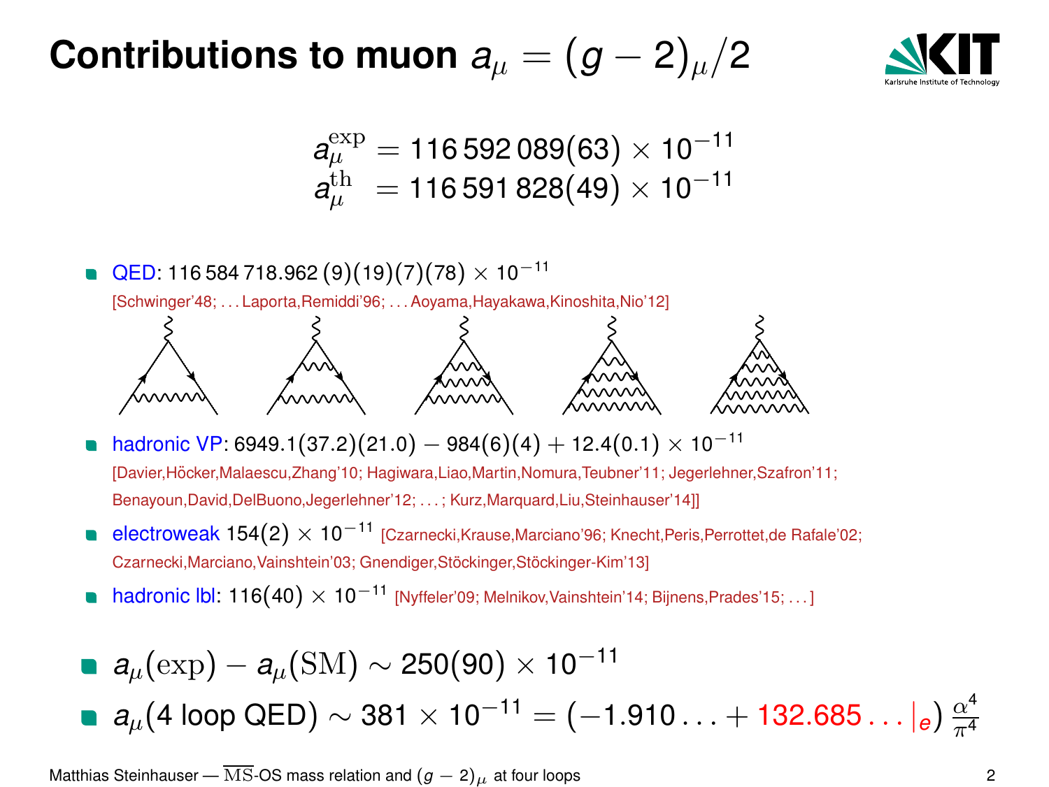# Contributions to muon $a_\mu = (g-2)_\mu/2$

$$a_\mu^{\rm exp} = 116\,592\,089(63) \times 10^{-11}$$
$$a_\mu^{\rm th} = 116\,591\,828(49) \times 10^{-11}$$

- QED: $116\,584\,718.962\,(9)(19)(7)(78) \times 10^{-11}$
  [Schwinger'48; ... Laporta,Remiddi'96; ... Aoyama,Hayakawa,Kinoshita,Nio'12]
- hadronic VP: $6949.1(37.2)(21.0) - 984(6)(4) + 12.4(0.1) \times 10^{-11}$
  [Davier,Höcker,Malaescu,Zhang'10; Hagiwara,Liao,Martin,Nomura,Teubner'11; Jegerlehner,Szafron'11; Benayoun,David,DelBuono,Jegerlehner'12; ... ; Kurz,Marquard,Liu,Steinhauser'14]]
- electroweak $154(2) \times 10^{-11}$ [Czarnecki,Krause,Marciano'96; Knecht,Peris,Perrottet,de Rafale'02; Czarnecki,Marciano,Vainshtein'03; Gnendiger,Stöckinger,Stöckinger-Kim'13]
- hadronic lbl: $116(40) \times 10^{-11}$ [Nyffeler'09; Melnikov,Vainshtein'14; Bijnens,Prades'15; ... ]

- $a_\mu(\rm exp) - a_\mu(\rm SM) \sim 250(90) \times 10^{-11}$
- $a_\mu(\text{4 loop QED}) \sim 381 \times 10^{-11} = \left(-1.910\ldots + 132.685\ldots|_e\right) \frac{\alpha^4}{\pi^4}$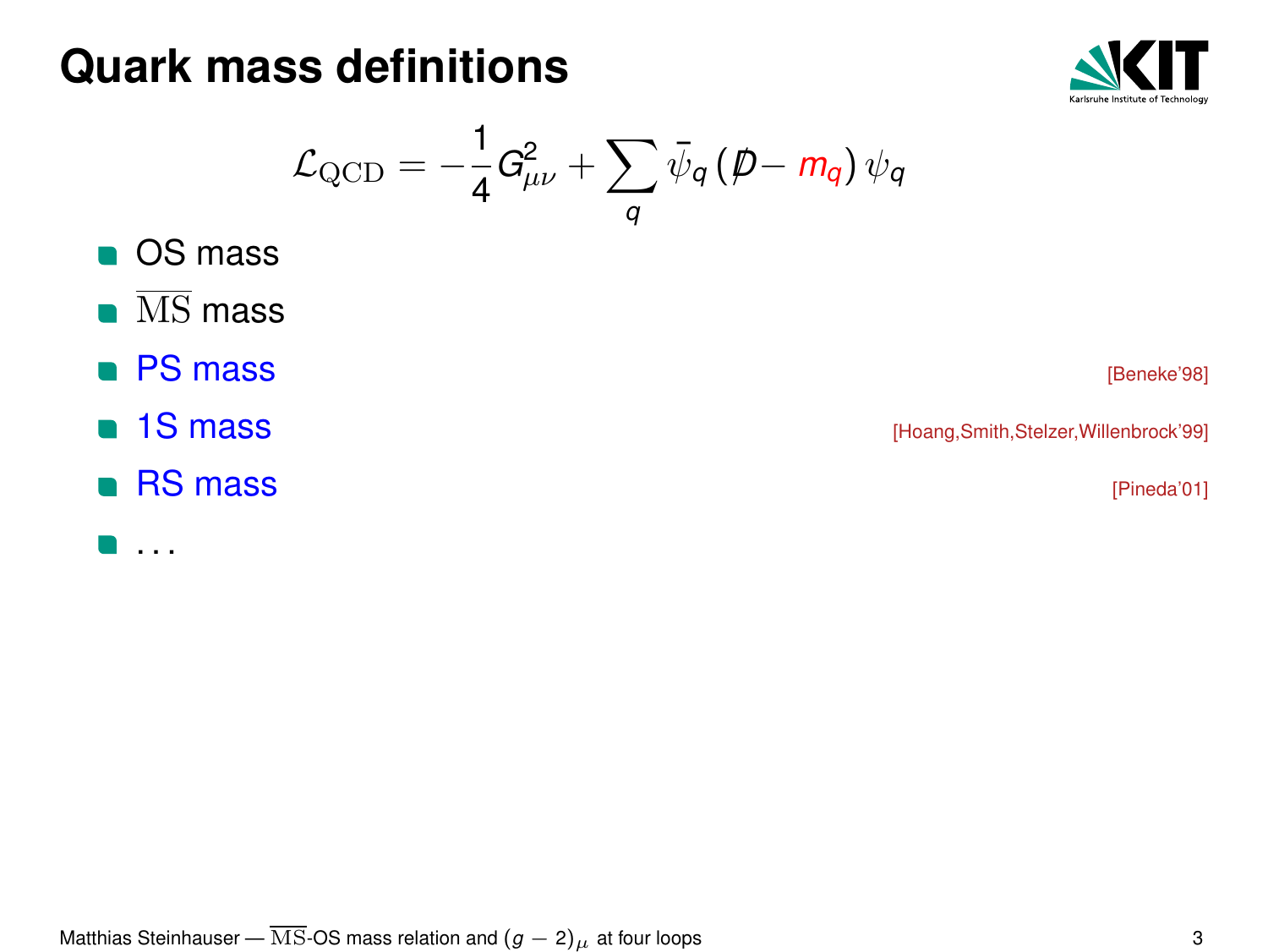# Quark mass definitions

$$\mathcal{L}_{\rm QCD} = -\frac{1}{4} G_{\mu\nu}^2 + \sum_q \bar{\psi}_q \left( \not{D} - m_q \right) \psi_q$$

- OS mass
- $\overline{\rm MS}$ mass
- PS mass [Beneke'98]
- 1S mass [Hoang,Smith,Stelzer,Willenbrock'99]
- RS mass [Pineda'01]
- ...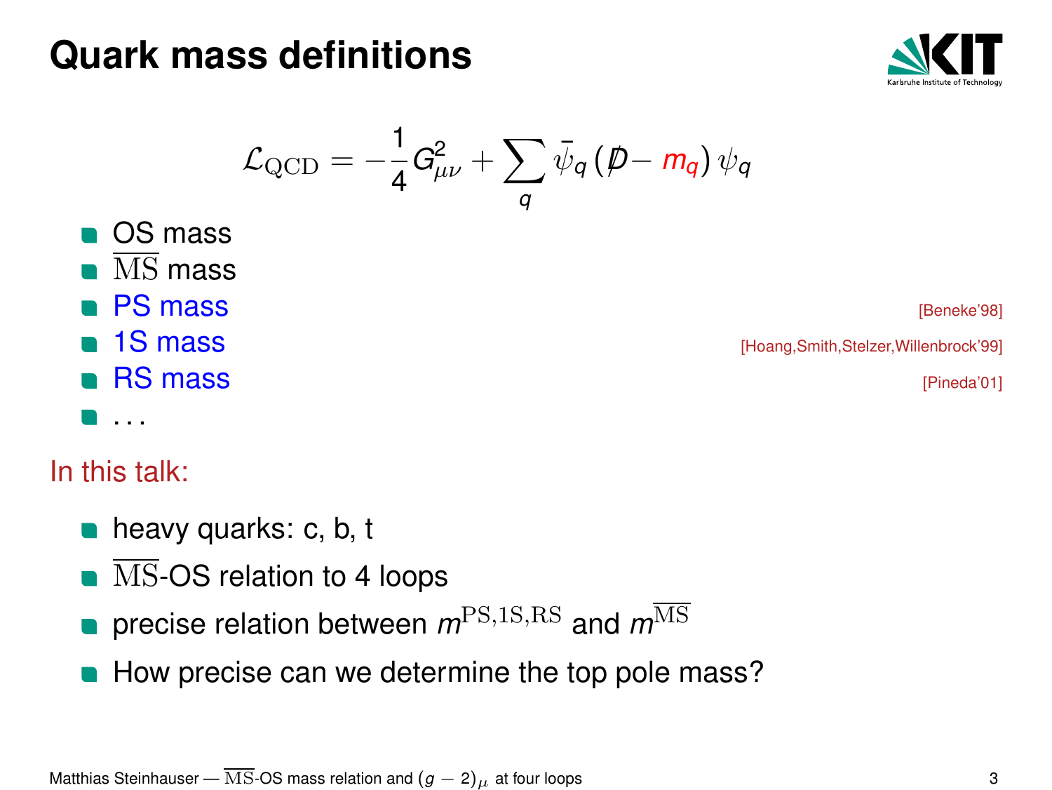# Quark mass definitions

$$\mathcal{L}_{\rm QCD} = -\frac{1}{4} G_{\mu\nu}^2 + \sum_q \bar{\psi}_q \left( \not{D} - m_q \right) \psi_q$$

- OS mass
- $\overline{\rm MS}$ mass
- PS mass [Beneke'98]
- 1S mass [Hoang,Smith,Stelzer,Willenbrock'99]
- RS mass [Pineda'01]
- ...

In this talk:

- heavy quarks: c, b, t
- $\overline{\rm MS}$-OS relation to 4 loops
- precise relation between $m^{\rm PS,1S,RS}$ and $m^{\overline{\rm MS}}$
- How precise can we determine the top pole mass?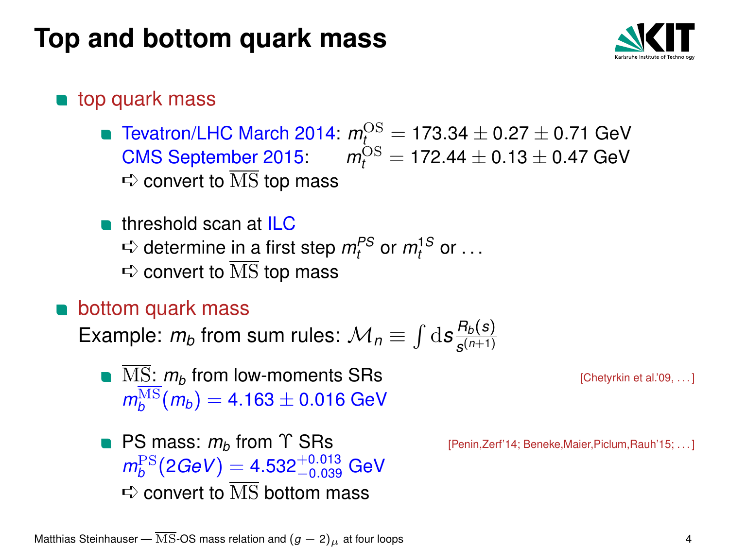# Top and bottom quark mass

- top quark mass
  - Tevatron/LHC March 2014: $m_t^{\mathrm{OS}} = 173.34 \pm 0.27 \pm 0.71$ GeV
    CMS September 2015: $m_t^{\mathrm{OS}} = 172.44 \pm 0.13 \pm 0.47$ GeV
    ➪ convert to $\overline{\mathrm{MS}}$ top mass
  - threshold scan at ILC
    ➪ determine in a first step $m_t^{PS}$ or $m_t^{1S}$ or …
    ➪ convert to $\overline{\mathrm{MS}}$ top mass
- bottom quark mass
  Example: $m_b$ from sum rules: $\mathcal{M}_n \equiv \int \mathrm{d}s \frac{R_b(s)}{s^{(n+1)}}$
  - $\overline{\mathrm{MS}}$: $m_b$ from low-moments SRs [Chetyrkin et al.'09, …]
    $m_b^{\overline{\mathrm{MS}}}(m_b) = 4.163 \pm 0.016$ GeV
  - PS mass: $m_b$ from $\Upsilon$ SRs [Penin,Zerf'14; Beneke,Maier,Piclum,Rauh'15; …]
    $m_b^{\mathrm{PS}}(2GeV) = 4.532^{+0.013}_{-0.039}$ GeV
    ➪ convert to $\overline{\mathrm{MS}}$ bottom mass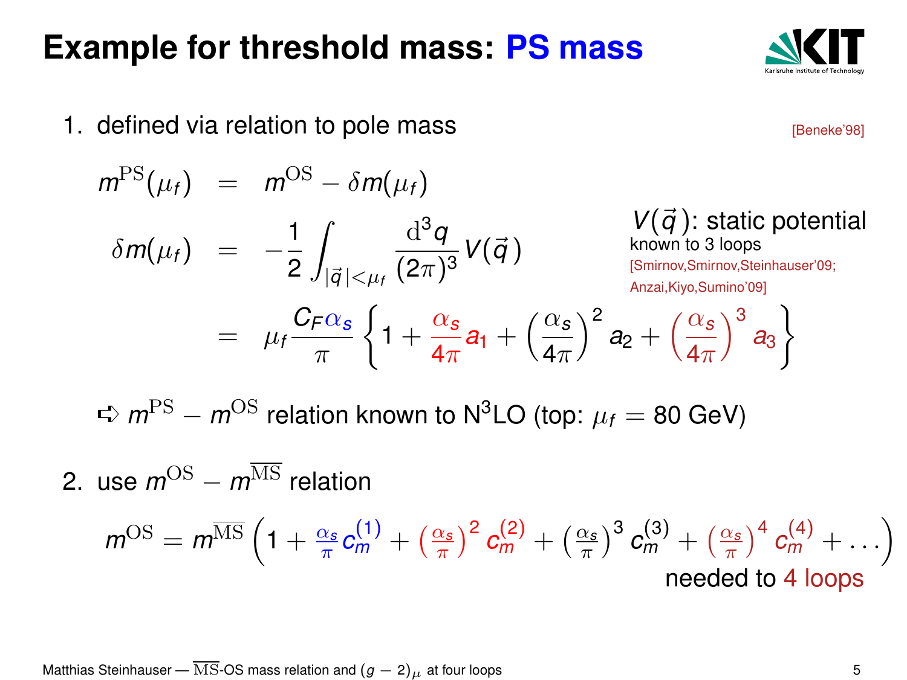# Example for threshold mass: PS mass

1. defined via relation to pole mass [Beneke'98]

$$
\begin{aligned}
m^{\rm PS}(\mu_f) &= m^{\rm OS} - \delta m(\mu_f) \\
\delta m(\mu_f) &= -\frac{1}{2}\int_{|\vec{q}\,|<\mu_f} \frac{{\rm d}^3 q}{(2\pi)^3} V(\vec{q}\,) \\
&= \mu_f \frac{C_F \alpha_s}{\pi}\left\{1 + \frac{\alpha_s}{4\pi} a_1 + \left(\frac{\alpha_s}{4\pi}\right)^2 a_2 + \left(\frac{\alpha_s}{4\pi}\right)^3 a_3\right\}
\end{aligned}
$$

$V(\vec{q}\,)$: static potential
known to 3 loops
[Smirnov,Smirnov,Steinhauser'09; Anzai,Kiyo,Sumino'09]

➪ $m^{\rm PS} - m^{\rm OS}$ relation known to N$^3$LO (top: $\mu_f = 80$ GeV)

2. use $m^{\rm OS} - m^{\overline{\rm MS}}$ relation

$$
m^{\rm OS} = m^{\overline{\rm MS}}\left(1 + \tfrac{\alpha_s}{\pi} c_m^{(1)} + \left(\tfrac{\alpha_s}{\pi}\right)^2 c_m^{(2)} + \left(\tfrac{\alpha_s}{\pi}\right)^3 c_m^{(3)} + \left(\tfrac{\alpha_s}{\pi}\right)^4 c_m^{(4)} + \ldots\right)
$$

needed to 4 loops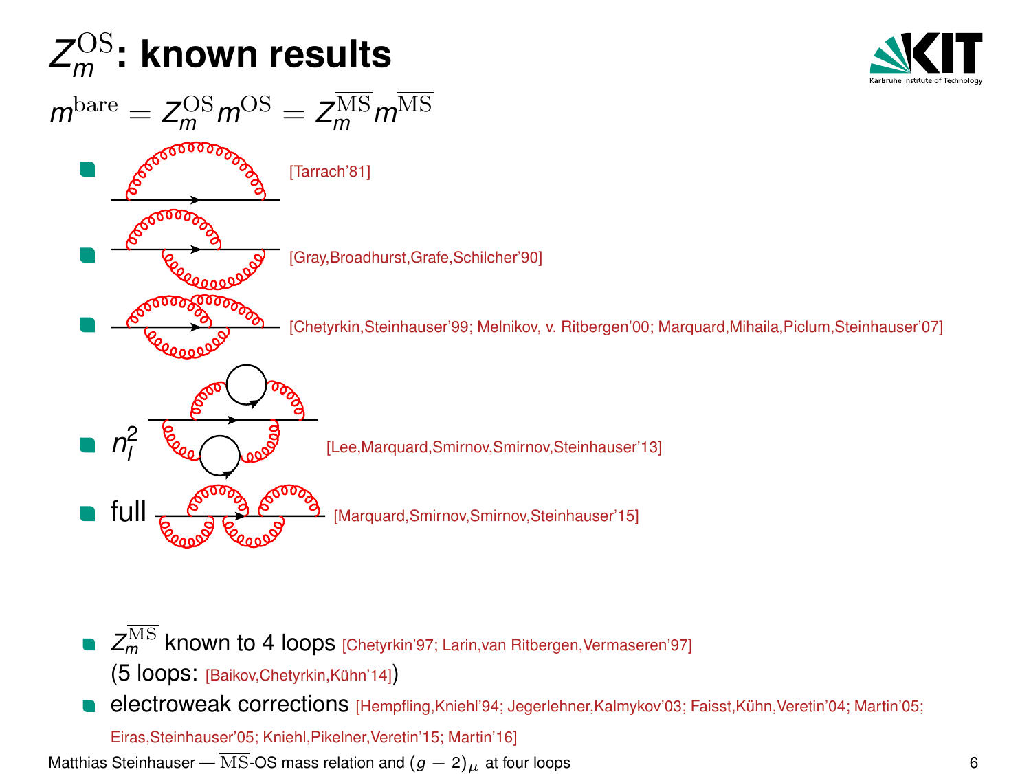# $Z_m^{\rm OS}$: known results

$$m^{\rm bare} = Z_m^{\rm OS} m^{\rm OS} = Z_m^{\overline{\rm MS}} m^{\overline{\rm MS}}$$

- [Tarrach'81]
- [Gray,Broadhurst,Grafe,Schilcher'90]
- [Chetyrkin,Steinhauser'99; Melnikov, v. Ritbergen'00; Marquard,Mihaila,Piclum,Steinhauser'07]
- $n_l^2$ [Lee,Marquard,Smirnov,Smirnov,Steinhauser'13]
- full [Marquard,Smirnov,Smirnov,Steinhauser'15]

- $Z_m^{\overline{\rm MS}}$ known to 4 loops [Chetyrkin'97; Larin,van Ritbergen,Vermaseren'97] (5 loops: [Baikov,Chetyrkin,Kühn'14])
- electroweak corrections [Hempfling,Kniehl'94; Jegerlehner,Kalmykov'03; Faisst,Kühn,Veretin'04; Martin'05; Eiras,Steinhauser'05; Kniehl,Pikelner,Veretin'15; Martin'16]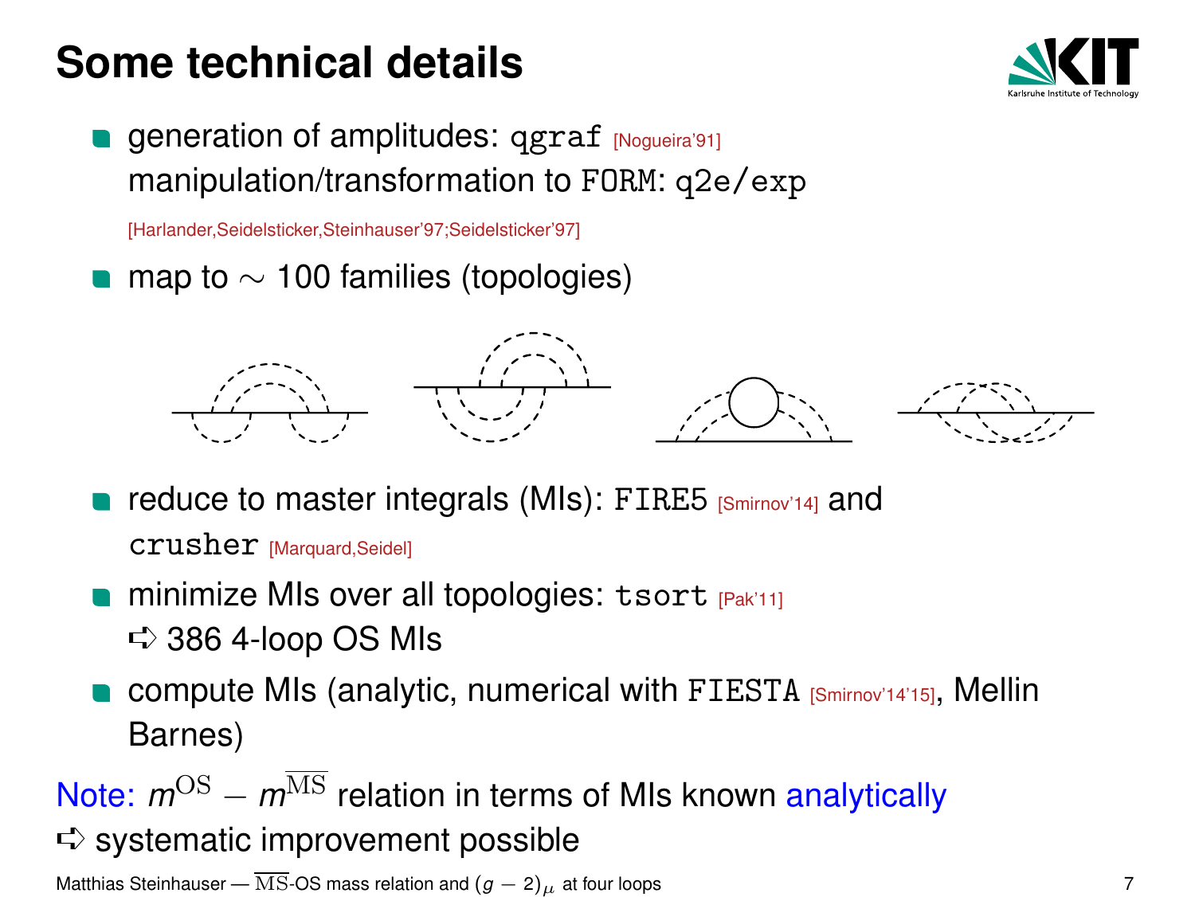# Some technical details

- generation of amplitudes: `qgraf` [Nogueira'91]
  manipulation/transformation to `FORM`: `q2e/exp`
  [Harlander,Seidelsticker,Steinhauser'97;Seidelsticker'97]
- map to $\sim$ 100 families (topologies)
- reduce to master integrals (MIs): `FIRE5` [Smirnov'14] and `crusher` [Marquard,Seidel]
- minimize MIs over all topologies: `tsort` [Pak'11]
  ➪ 386 4-loop OS MIs
- compute MIs (analytic, numerical with `FIESTA` [Smirnov'14'15], Mellin Barnes)

Note: $m^{\rm OS} - m^{\overline{\rm MS}}$ relation in terms of MIs known analytically

➪ systematic improvement possible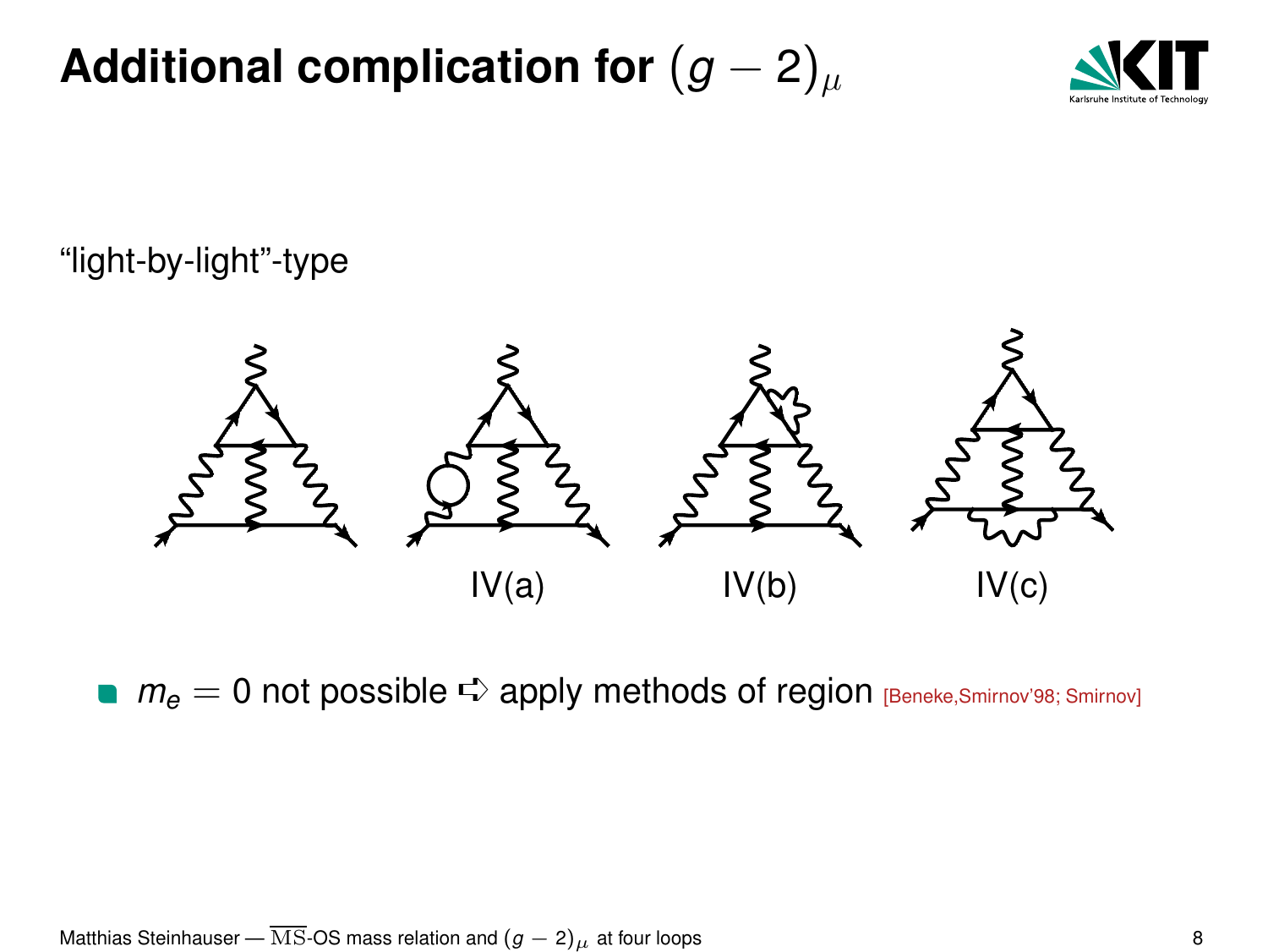# Additional complication for $(g-2)_\mu$

"light-by-light"-type

IV(a) IV(b) IV(c)

- $m_e = 0$ not possible ➪ apply methods of region [Beneke,Smirnov'98; Smirnov]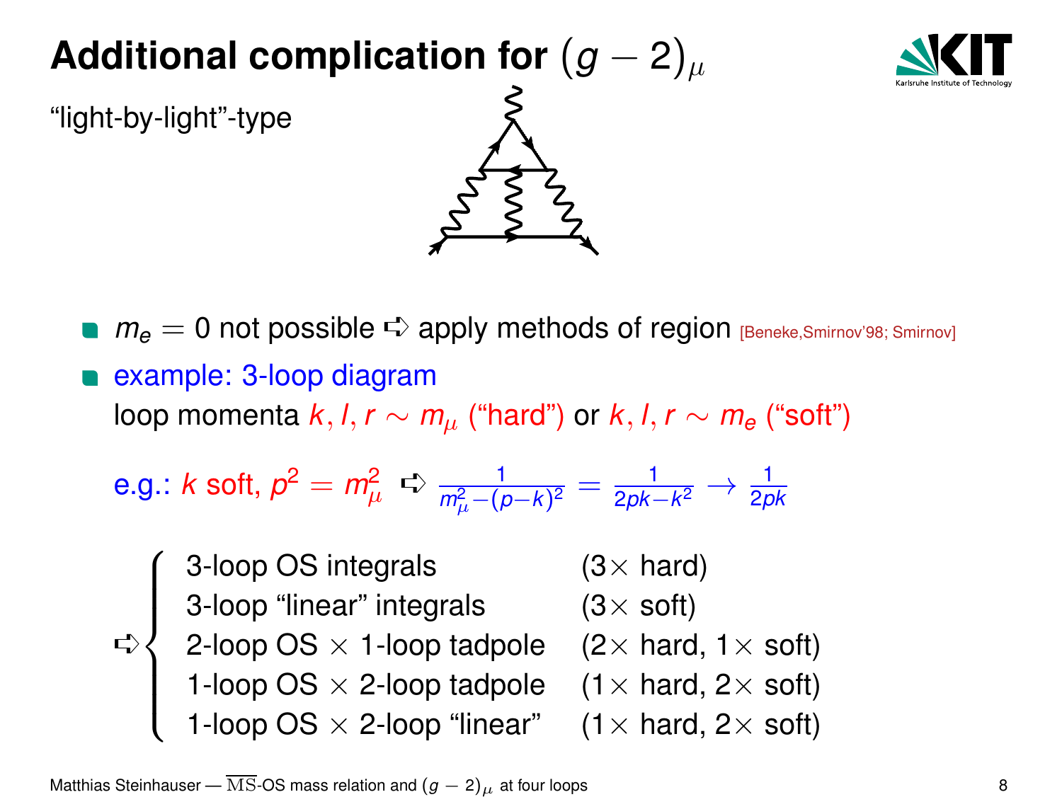# Additional complication for $(g-2)_\mu$

"light-by-light"-type

- $m_e = 0$ not possible ➪ apply methods of region [Beneke,Smirnov'98; Smirnov]
- example: 3-loop diagram

  loop momenta $k, l, r \sim m_\mu$ ("hard") or $k, l, r \sim m_e$ ("soft")

  e.g.: $k$ soft, $p^2 = m_\mu^2$ ➪ $\frac{1}{m_\mu^2 - (p-k)^2} = \frac{1}{2pk - k^2} \to \frac{1}{2pk}$

➪

| | |
|---|---|
| 3-loop OS integrals | (3× hard) |
| 3-loop "linear" integrals | (3× soft) |
| 2-loop OS × 1-loop tadpole | (2× hard, 1× soft) |
| 1-loop OS × 2-loop tadpole | (1× hard, 2× soft) |
| 1-loop OS × 2-loop "linear" | (1× hard, 2× soft) |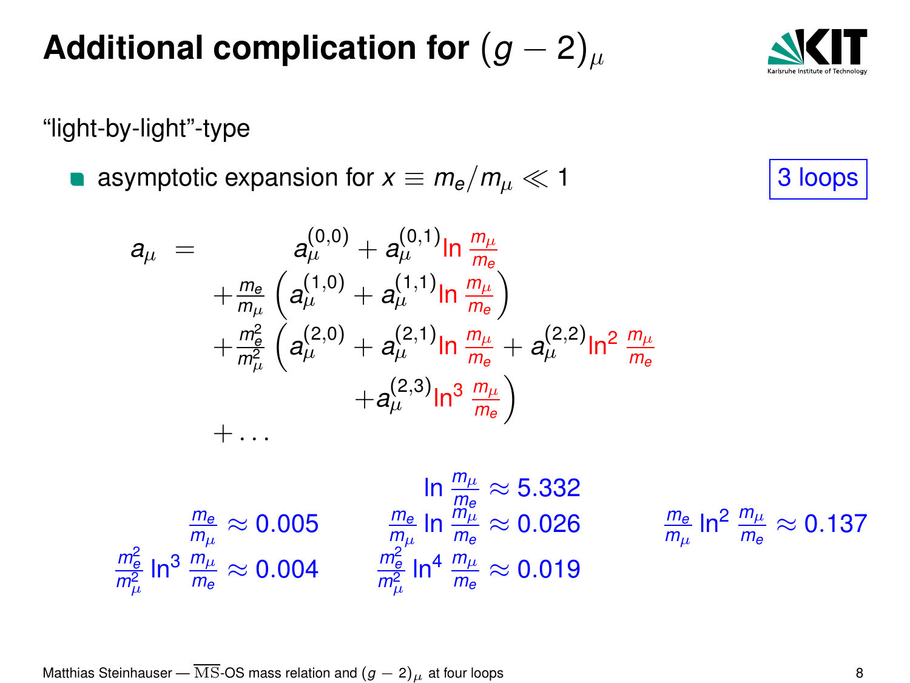# Additional complication for $(g-2)_\mu$

"light-by-light"-type

- asymptotic expansion for $x \equiv m_e/m_\mu \ll 1$

3 loops

$$
\begin{aligned}
a_\mu = \; & a_\mu^{(0,0)} + a_\mu^{(0,1)} \ln \frac{m_\mu}{m_e} \\
& + \frac{m_e}{m_\mu} \left( a_\mu^{(1,0)} + a_\mu^{(1,1)} \ln \frac{m_\mu}{m_e} \right) \\
& + \frac{m_e^2}{m_\mu^2} \left( a_\mu^{(2,0)} + a_\mu^{(2,1)} \ln \frac{m_\mu}{m_e} + a_\mu^{(2,2)} \ln^2 \frac{m_\mu}{m_e} \right. \\
& \qquad \left. + a_\mu^{(2,3)} \ln^3 \frac{m_\mu}{m_e} \right) \\
& + \ldots
\end{aligned}
$$

$$\ln \frac{m_\mu}{m_e} \approx 5.332$$

$$\frac{m_e}{m_\mu} \approx 0.005 \qquad \frac{m_e}{m_\mu} \ln \frac{m_\mu}{m_e} \approx 0.026 \qquad \frac{m_e}{m_\mu} \ln^2 \frac{m_\mu}{m_e} \approx 0.137$$

$$\frac{m_e^2}{m_\mu^2} \ln^3 \frac{m_\mu}{m_e} \approx 0.004 \qquad \frac{m_e^2}{m_\mu^2} \ln^4 \frac{m_\mu}{m_e} \approx 0.019$$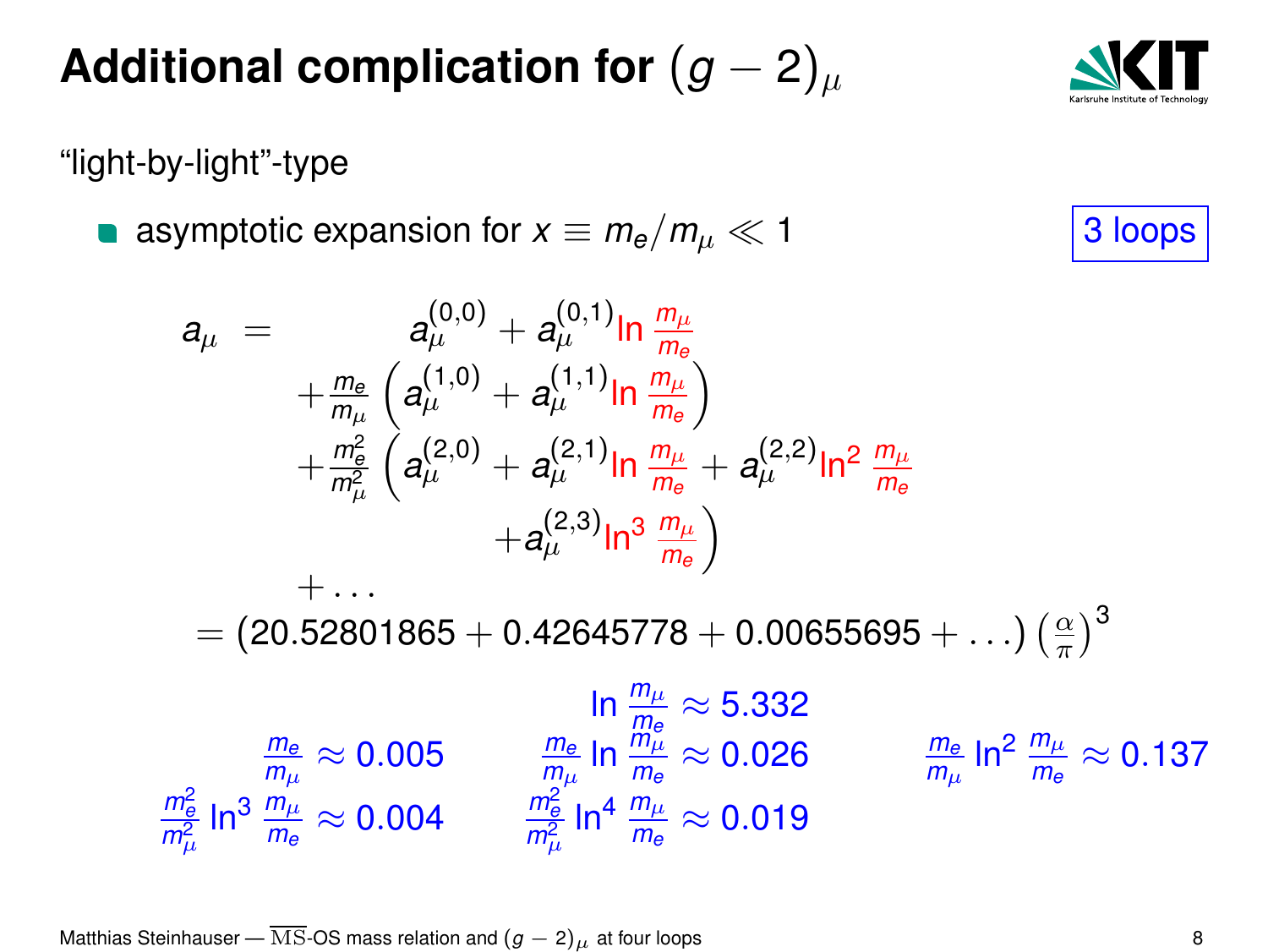# Additional complication for $(g-2)_\mu$

"light-by-light"-type

- asymptotic expansion for $x \equiv m_e/m_\mu \ll 1$

3 loops

$$
\begin{aligned}
a_\mu = \; & a_\mu^{(0,0)} + a_\mu^{(0,1)} \ln \frac{m_\mu}{m_e} \\
& + \frac{m_e}{m_\mu} \left( a_\mu^{(1,0)} + a_\mu^{(1,1)} \ln \frac{m_\mu}{m_e} \right) \\
& + \frac{m_e^2}{m_\mu^2} \left( a_\mu^{(2,0)} + a_\mu^{(2,1)} \ln \frac{m_\mu}{m_e} + a_\mu^{(2,2)} \ln^2 \frac{m_\mu}{m_e} \right. \\
& \qquad \left. + a_\mu^{(2,3)} \ln^3 \frac{m_\mu}{m_e} \right) \\
& + \ldots \\
= \; & (20.52801865 + 0.42645778 + 0.00655695 + \ldots) \left(\frac{\alpha}{\pi}\right)^3
\end{aligned}
$$

$\ln \frac{m_\mu}{m_e} \approx 5.332$

$\frac{m_e}{m_\mu} \approx 0.005$ $\quad \frac{m_e}{m_\mu} \ln \frac{m_\mu}{m_e} \approx 0.026$ $\quad \frac{m_e}{m_\mu} \ln^2 \frac{m_\mu}{m_e} \approx 0.137$

$\frac{m_e^2}{m_\mu^2} \ln^3 \frac{m_\mu}{m_e} \approx 0.004$ $\quad \frac{m_e^2}{m_\mu^2} \ln^4 \frac{m_\mu}{m_e} \approx 0.019$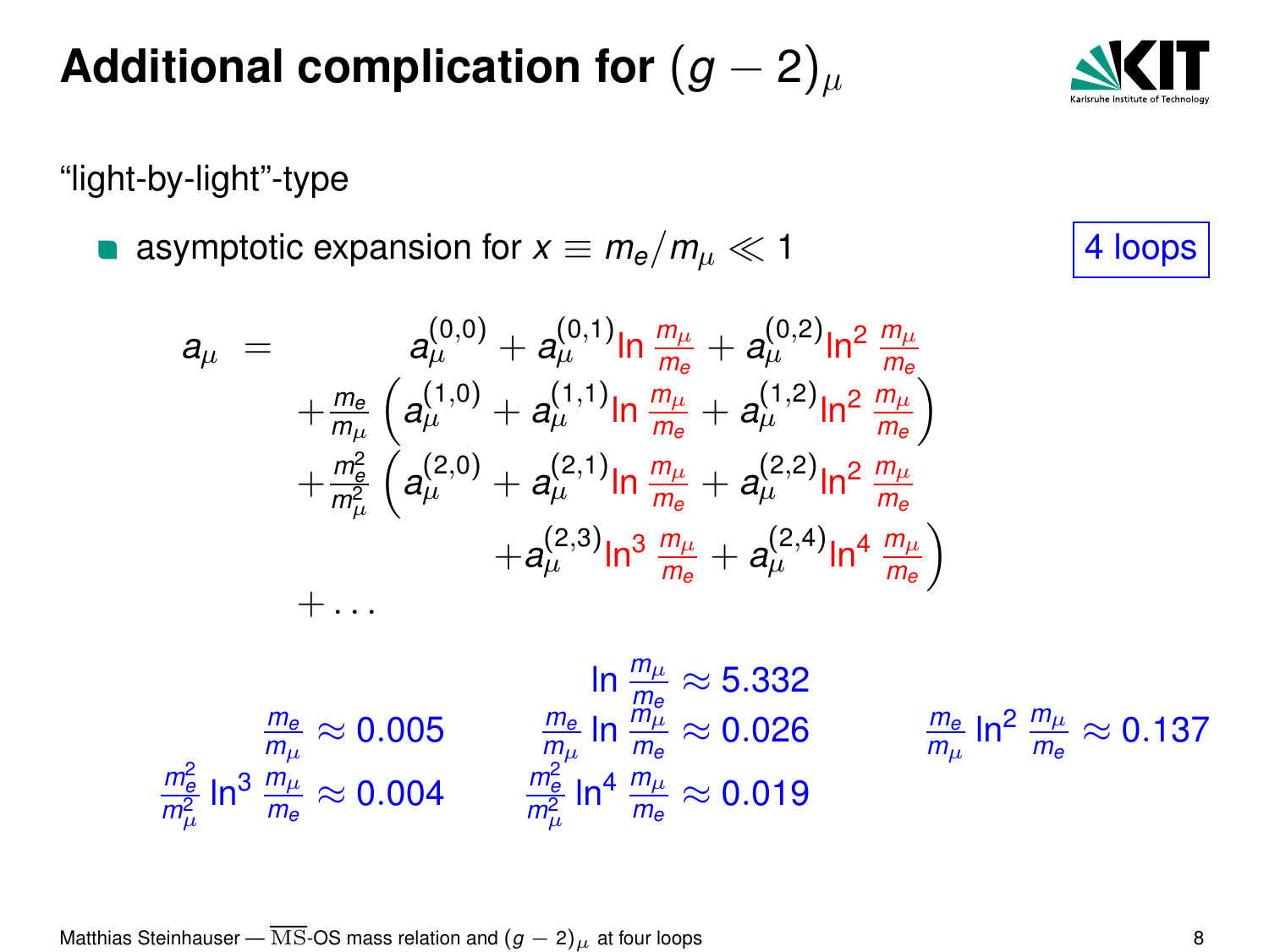# Additional complication for $(g-2)_\mu$

"light-by-light"-type

- asymptotic expansion for $x \equiv m_e/m_\mu \ll 1$

4 loops

$$
\begin{aligned}
a_\mu \;=\; & \quad a_\mu^{(0,0)} + a_\mu^{(0,1)} \ln\frac{m_\mu}{m_e} + a_\mu^{(0,2)} \ln^2\frac{m_\mu}{m_e} \\
& + \frac{m_e}{m_\mu}\left(a_\mu^{(1,0)} + a_\mu^{(1,1)} \ln\frac{m_\mu}{m_e} + a_\mu^{(1,2)} \ln^2\frac{m_\mu}{m_e}\right) \\
& + \frac{m_e^2}{m_\mu^2}\left(a_\mu^{(2,0)} + a_\mu^{(2,1)} \ln\frac{m_\mu}{m_e} + a_\mu^{(2,2)} \ln^2\frac{m_\mu}{m_e} \right. \\
& \qquad\qquad \left. + a_\mu^{(2,3)} \ln^3\frac{m_\mu}{m_e} + a_\mu^{(2,4)} \ln^4\frac{m_\mu}{m_e}\right) \\
& + \ldots
\end{aligned}
$$

$$\ln\frac{m_\mu}{m_e} \approx 5.332$$

$$\frac{m_e}{m_\mu} \approx 0.005 \qquad \frac{m_e}{m_\mu}\ln\frac{m_\mu}{m_e} \approx 0.026 \qquad \frac{m_e}{m_\mu}\ln^2\frac{m_\mu}{m_e} \approx 0.137$$

$$\frac{m_e^2}{m_\mu^2}\ln^3\frac{m_\mu}{m_e} \approx 0.004 \qquad \frac{m_e^2}{m_\mu^2}\ln^4\frac{m_\mu}{m_e} \approx 0.019$$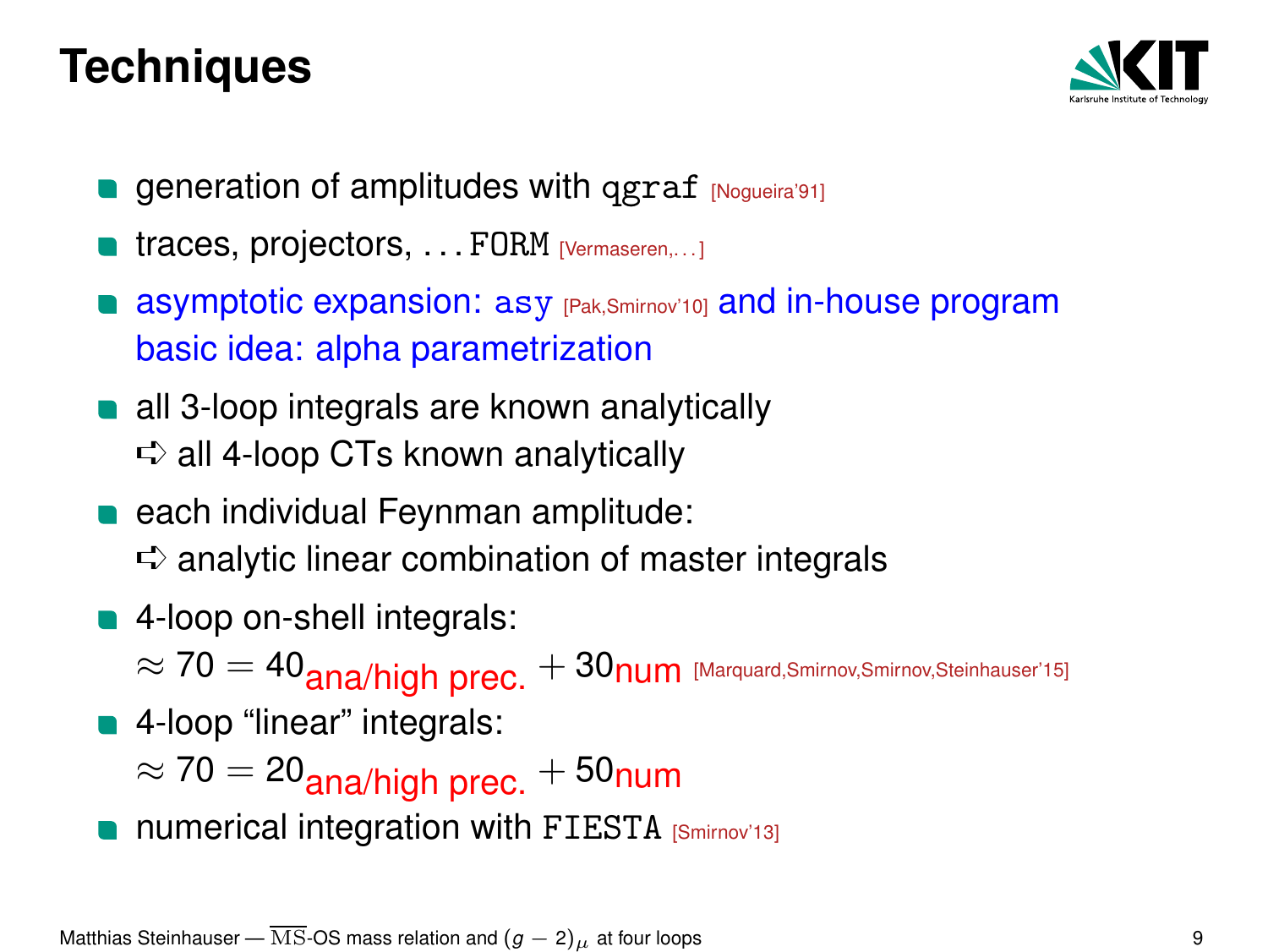# Techniques

- generation of amplitudes with `qgraf` [Nogueira'91]
- traces, projectors, ... `FORM` [Vermaseren,...]
- asymptotic expansion: `asy` [Pak,Smirnov'10] and in-house program
  basic idea: alpha parametrization
- all 3-loop integrals are known analytically
  ➪ all 4-loop CTs known analytically
- each individual Feynman amplitude:
  ➪ analytic linear combination of master integrals
- 4-loop on-shell integrals:
  $\approx 70 = 40_{\text{ana/high prec.}} + 30_{\text{num}}$ [Marquard,Smirnov,Smirnov,Steinhauser'15]
- 4-loop "linear" integrals:
  $\approx 70 = 20_{\text{ana/high prec.}} + 50_{\text{num}}$
- numerical integration with `FIESTA` [Smirnov'13]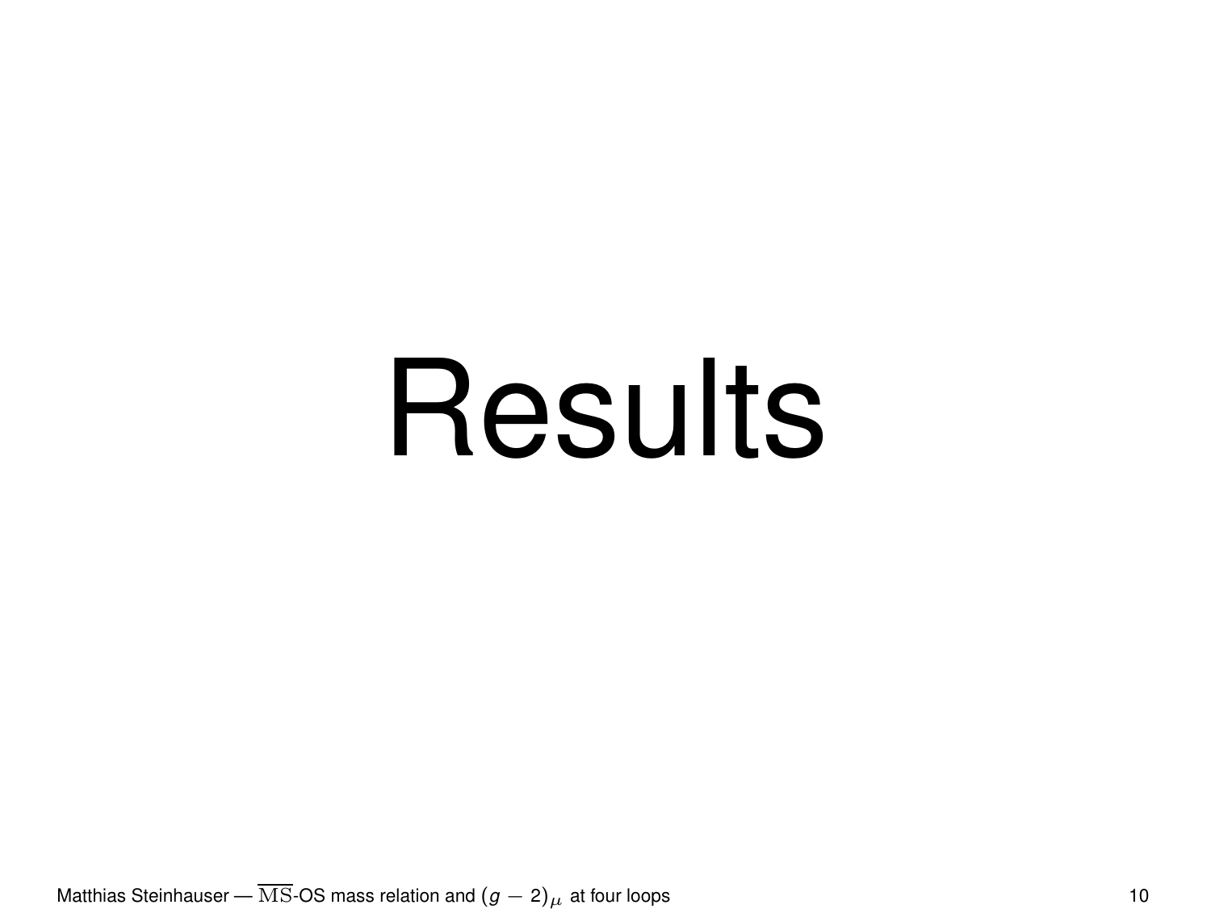# Results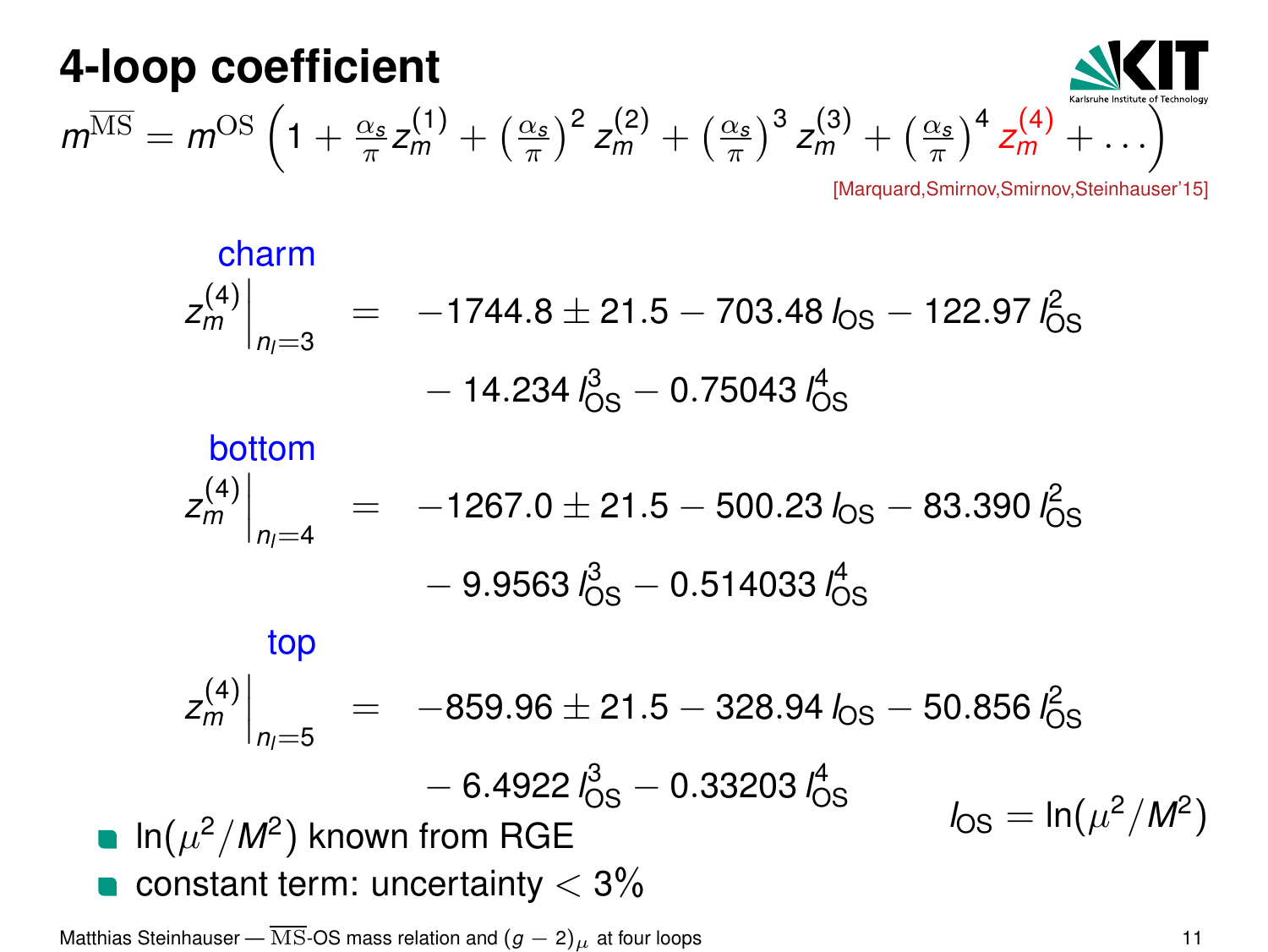# 4-loop coefficient

$$m^{\overline{\mathrm{MS}}} = m^{\mathrm{OS}} \left(1 + \frac{\alpha_s}{\pi} z_m^{(1)} + \left(\frac{\alpha_s}{\pi}\right)^2 z_m^{(2)} + \left(\frac{\alpha_s}{\pi}\right)^3 z_m^{(3)} + \left(\frac{\alpha_s}{\pi}\right)^4 z_m^{(4)} + \ldots\right)$$

[Marquard,Smirnov,Smirnov,Steinhauser'15]

**charm**

$$z_m^{(4)}\Big|_{n_l=3} = -1744.8 \pm 21.5 - 703.48\, l_{\mathrm{OS}} - 122.97\, l_{\mathrm{OS}}^2 - 14.234\, l_{\mathrm{OS}}^3 - 0.75043\, l_{\mathrm{OS}}^4$$

**bottom**

$$z_m^{(4)}\Big|_{n_l=4} = -1267.0 \pm 21.5 - 500.23\, l_{\mathrm{OS}} - 83.390\, l_{\mathrm{OS}}^2 - 9.9563\, l_{\mathrm{OS}}^3 - 0.514033\, l_{\mathrm{OS}}^4$$

**top**

$$z_m^{(4)}\Big|_{n_l=5} = -859.96 \pm 21.5 - 328.94\, l_{\mathrm{OS}} - 50.856\, l_{\mathrm{OS}}^2 - 6.4922\, l_{\mathrm{OS}}^3 - 0.33203\, l_{\mathrm{OS}}^4$$

$$l_{\mathrm{OS}} = \ln(\mu^2/M^2)$$

- $\ln(\mu^2/M^2)$ known from RGE
- constant term: uncertainty $< 3\%$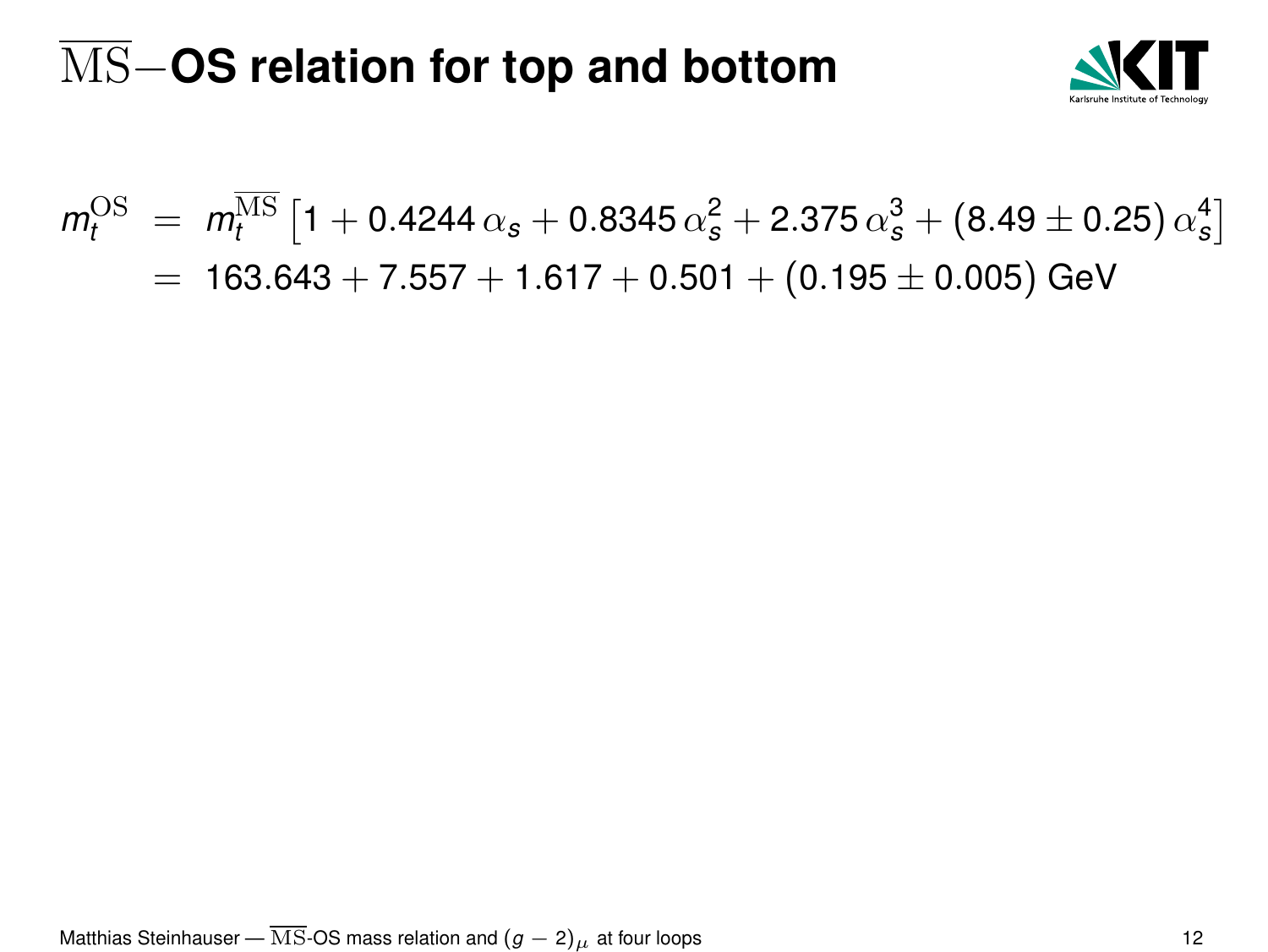# $\overline{\mathrm{MS}}-$OS relation for top and bottom

$$
\begin{aligned}
m_t^{\mathrm{OS}} &= m_t^{\overline{\mathrm{MS}}} \left[1 + 0.4244\,\alpha_s + 0.8345\,\alpha_s^2 + 2.375\,\alpha_s^3 + (8.49 \pm 0.25)\,\alpha_s^4\right] \\
&= 163.643 + 7.557 + 1.617 + 0.501 + (0.195 \pm 0.005)\ \mathrm{GeV}
\end{aligned}
$$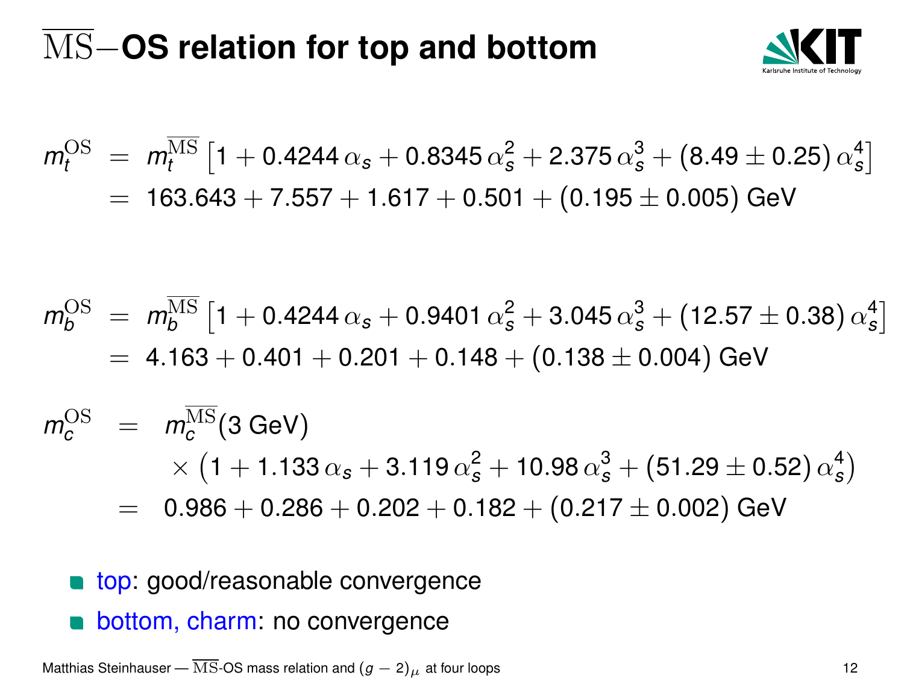# $\overline{\rm MS}-$OS relation for top and bottom

$$
\begin{aligned}
m_t^{\rm OS} &= m_t^{\overline{\rm MS}}\left[1 + 0.4244\,\alpha_s + 0.8345\,\alpha_s^2 + 2.375\,\alpha_s^3 + (8.49 \pm 0.25)\,\alpha_s^4\right] \\
&= 163.643 + 7.557 + 1.617 + 0.501 + (0.195 \pm 0.005)\text{ GeV}
\end{aligned}
$$

$$
\begin{aligned}
m_b^{\rm OS} &= m_b^{\overline{\rm MS}}\left[1 + 0.4244\,\alpha_s + 0.9401\,\alpha_s^2 + 3.045\,\alpha_s^3 + (12.57 \pm 0.38)\,\alpha_s^4\right] \\
&= 4.163 + 0.401 + 0.201 + 0.148 + (0.138 \pm 0.004)\text{ GeV}
\end{aligned}
$$

$$
\begin{aligned}
m_c^{\rm OS} &= m_c^{\overline{\rm MS}}(3\text{ GeV}) \\
&\quad \times \left(1 + 1.133\,\alpha_s + 3.119\,\alpha_s^2 + 10.98\,\alpha_s^3 + (51.29 \pm 0.52)\,\alpha_s^4\right) \\
&= 0.986 + 0.286 + 0.202 + 0.182 + (0.217 \pm 0.002)\text{ GeV}
\end{aligned}
$$

- top: good/reasonable convergence
- bottom, charm: no convergence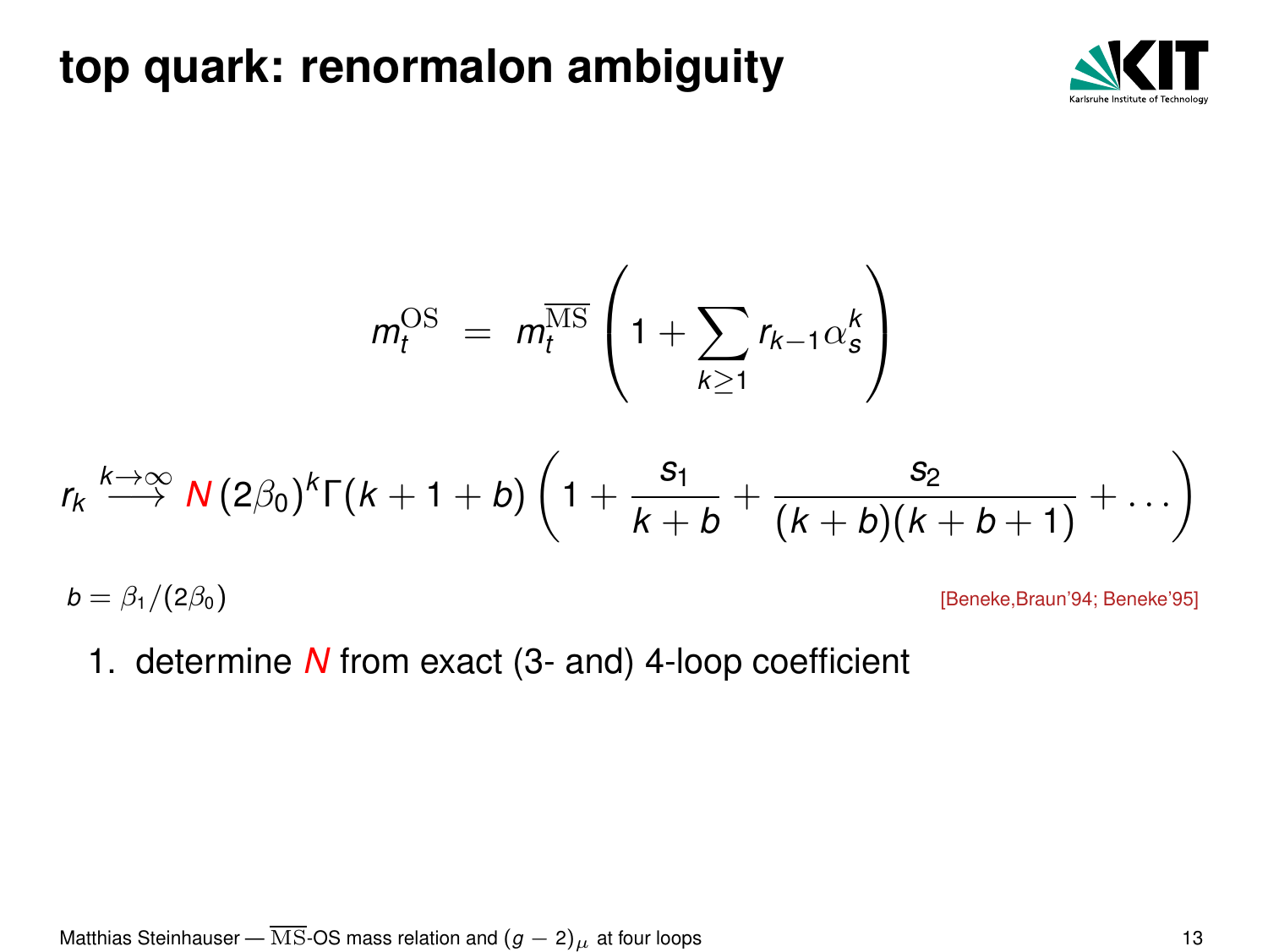# top quark: renormalon ambiguity

$$m_t^{\rm OS} \; = \; m_t^{\overline{\rm MS}} \left( 1 + \sum_{k\geq 1} r_{k-1} \alpha_s^k \right)$$

$$r_k \stackrel{k\to\infty}{\longrightarrow} N \, (2\beta_0)^k \Gamma(k+1+b) \left( 1 + \frac{s_1}{k+b} + \frac{s_2}{(k+b)(k+b+1)} + \ldots \right)$$

$b = \beta_1/(2\beta_0)$

[Beneke,Braun'94; Beneke'95]

1. determine $N$ from exact (3- and) 4-loop coefficient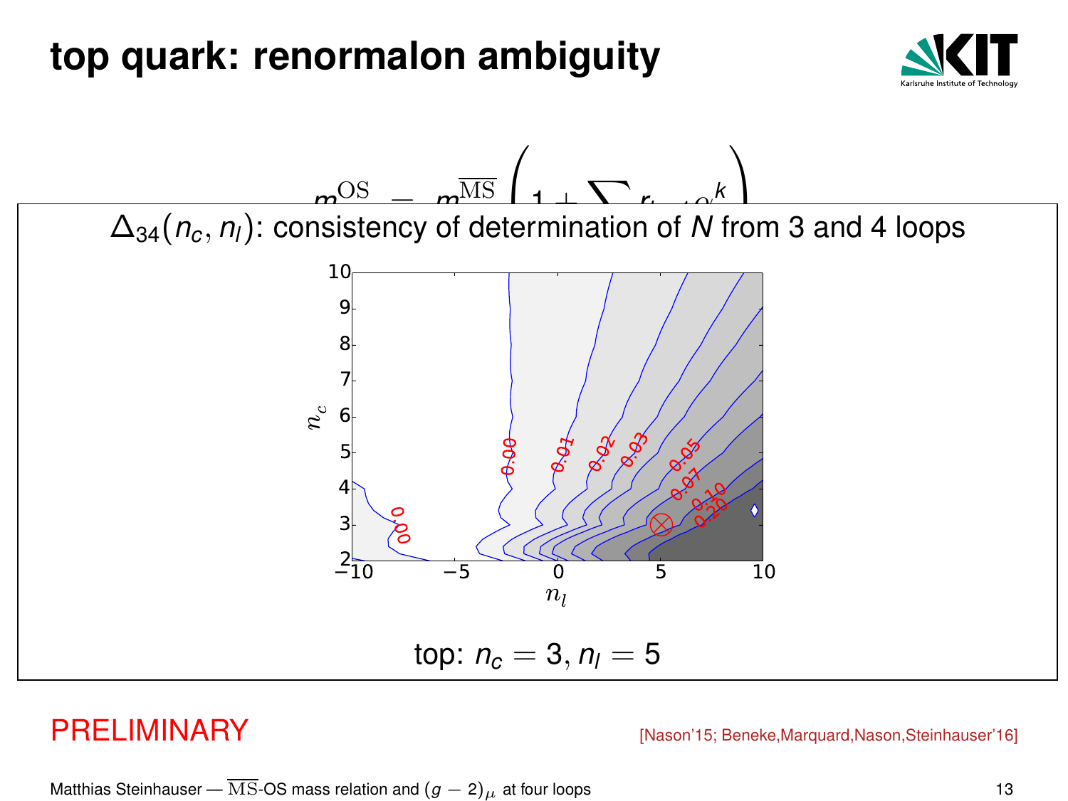# top quark: renormalon ambiguity

$$m^{\mathrm{OS}} = m^{\overline{\mathrm{MS}}}\left(1 + \sum r_k \alpha^k\right)$$

$\Delta_{34}(n_c, n_l)$: consistency of determination of $N$ from 3 and 4 loops

top: $n_c = 3, n_l = 5$

PRELIMINARY

[Nason'15; Beneke,Marquard,Nason,Steinhauser'16]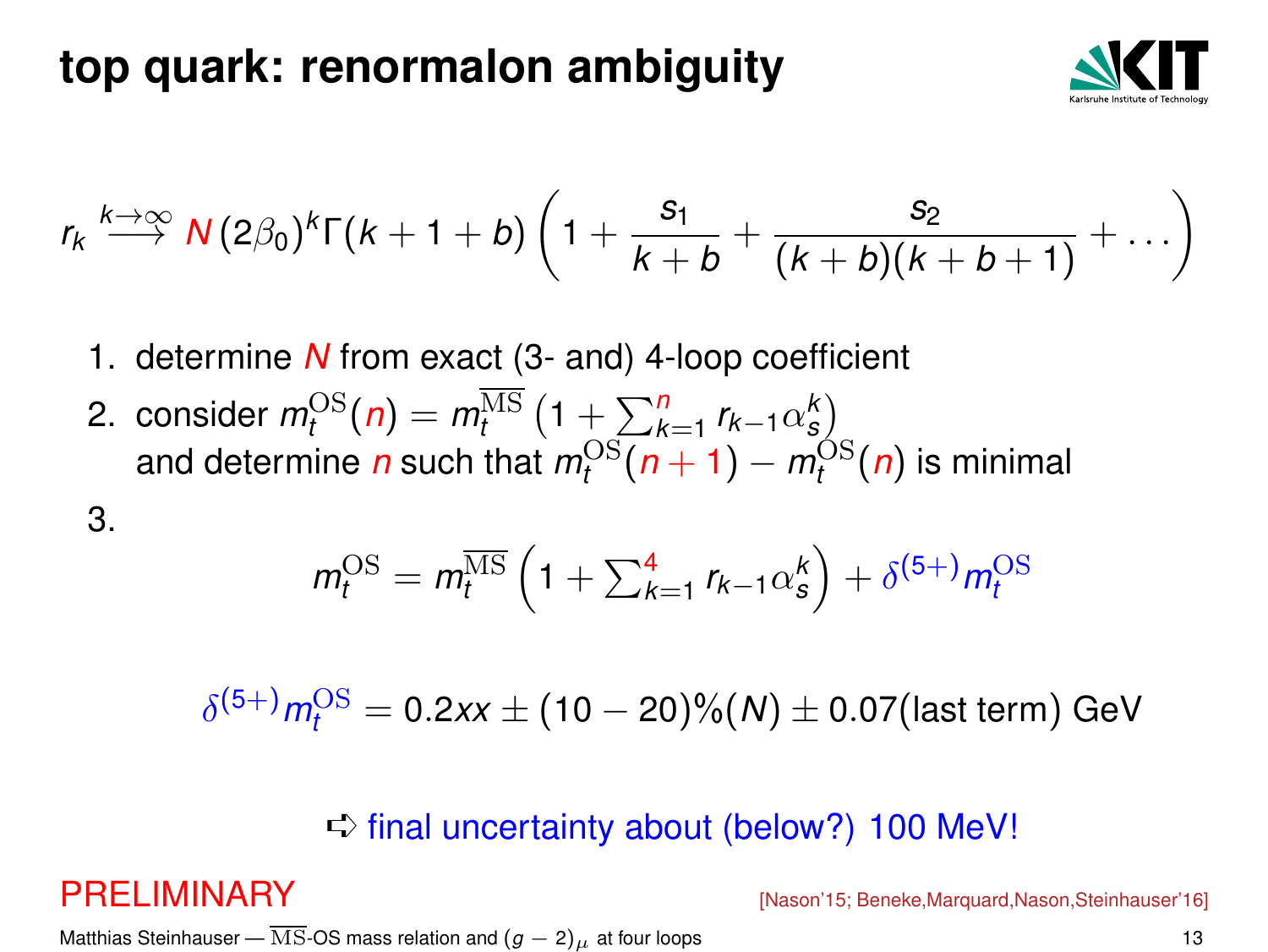# top quark: renormalon ambiguity

$$r_k \stackrel{k\to\infty}{\longrightarrow} N\,(2\beta_0)^k\Gamma(k+1+b)\left(1+\frac{s_1}{k+b}+\frac{s_2}{(k+b)(k+b+1)}+\ldots\right)$$

1. determine $N$ from exact (3- and) 4-loop coefficient
2. consider $m_t^{\rm OS}(n) = m_t^{\overline{\rm MS}}\left(1+\sum_{k=1}^{n} r_{k-1}\alpha_s^k\right)$ and determine $n$ such that $m_t^{\rm OS}(n+1) - m_t^{\rm OS}(n)$ is minimal
3. $$m_t^{\rm OS} = m_t^{\overline{\rm MS}}\left(1+\sum_{k=1}^{4} r_{k-1}\alpha_s^k\right) + \delta^{(5+)}m_t^{\rm OS}$$

$$\delta^{(5+)}m_t^{\rm OS} = 0.2xx \pm (10-20)\%(N) \pm 0.07(\text{last term})\ \text{GeV}$$

➪ final uncertainty about (below?) 100 MeV!

PRELIMINARY

[Nason'15; Beneke,Marquard,Nason,Steinhauser'16]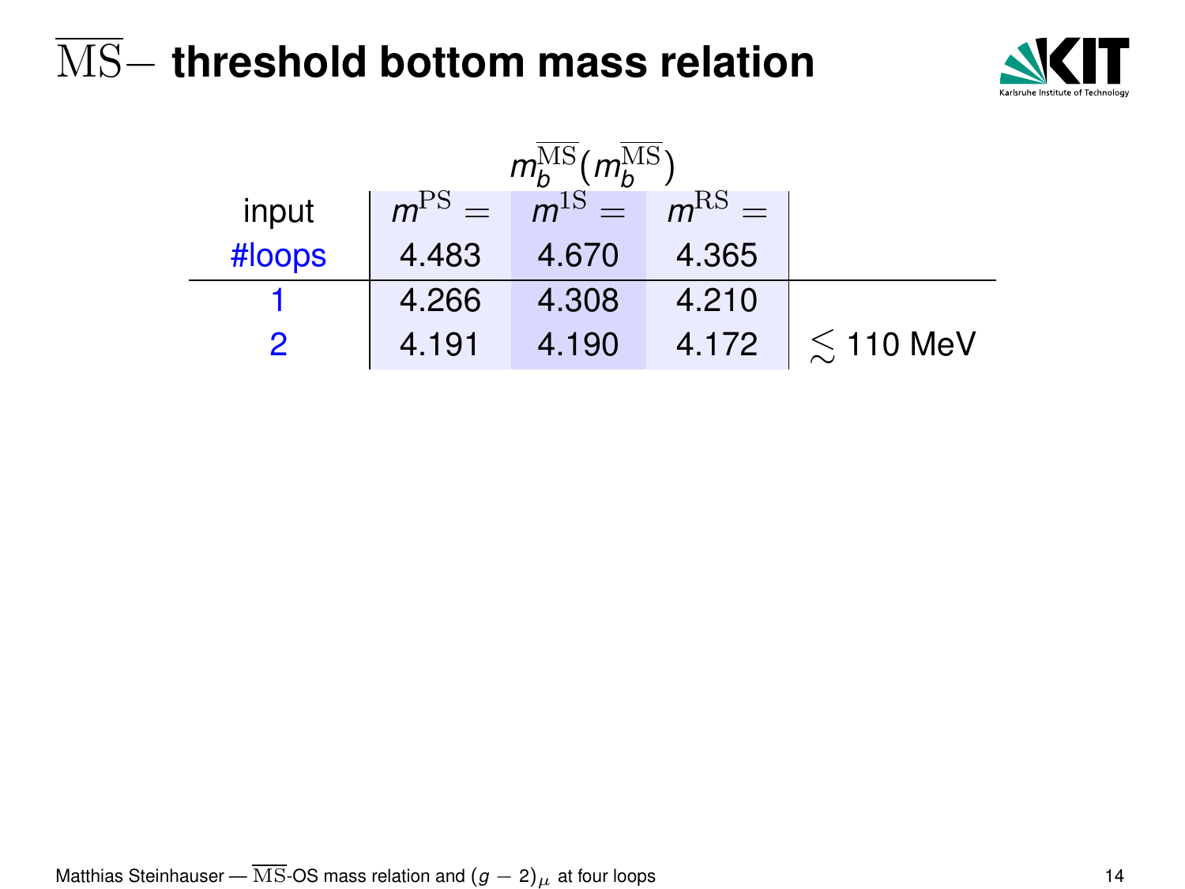# $\overline{\rm MS}-$ threshold bottom mass relation

| | $m_b^{\overline{\rm MS}}(m_b^{\overline{\rm MS}})$ | | | |
|---|---|---|---|---|
| input | $m^{\rm PS} =$ | $m^{\rm 1S} =$ | $m^{\rm RS} =$ | |
| #loops | 4.483 | 4.670 | 4.365 | |
| 1 | 4.266 | 4.308 | 4.210 | |
| 2 | 4.191 | 4.190 | 4.172 | $\lesssim$ 110 MeV |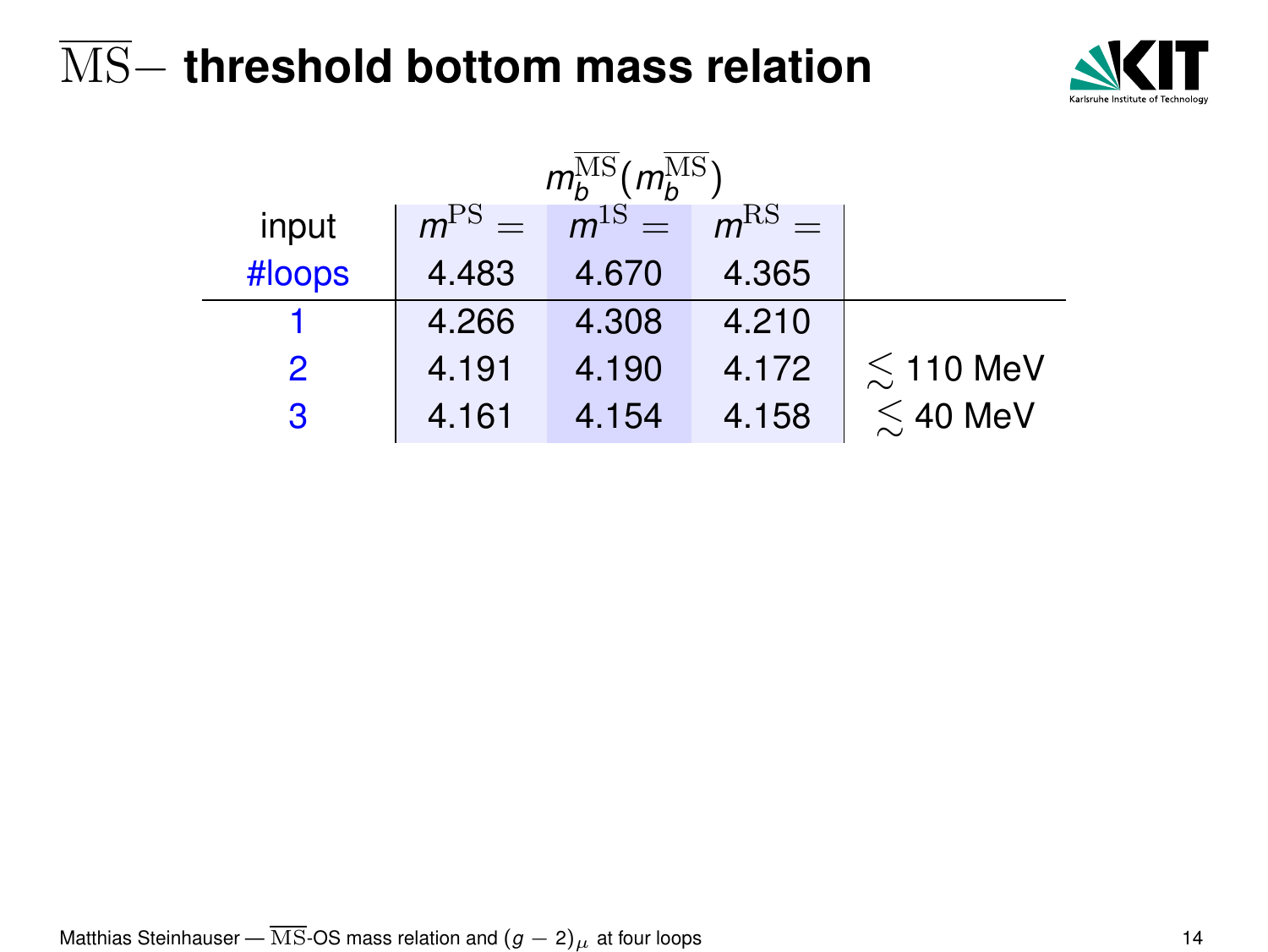# $\overline{\text{MS}}-$ threshold bottom mass relation

| | $m_b^{\overline{\text{MS}}}(m_b^{\overline{\text{MS}}})$ | | | |
|---|---|---|---|---|
| input | $m^{\text{PS}} =$ | $m^{\text{1S}} =$ | $m^{\text{RS}} =$ | |
| #loops | 4.483 | 4.670 | 4.365 | |
| 1 | 4.266 | 4.308 | 4.210 | |
| 2 | 4.191 | 4.190 | 4.172 | $\lesssim$ 110 MeV |
| 3 | 4.161 | 4.154 | 4.158 | $\lesssim$ 40 MeV |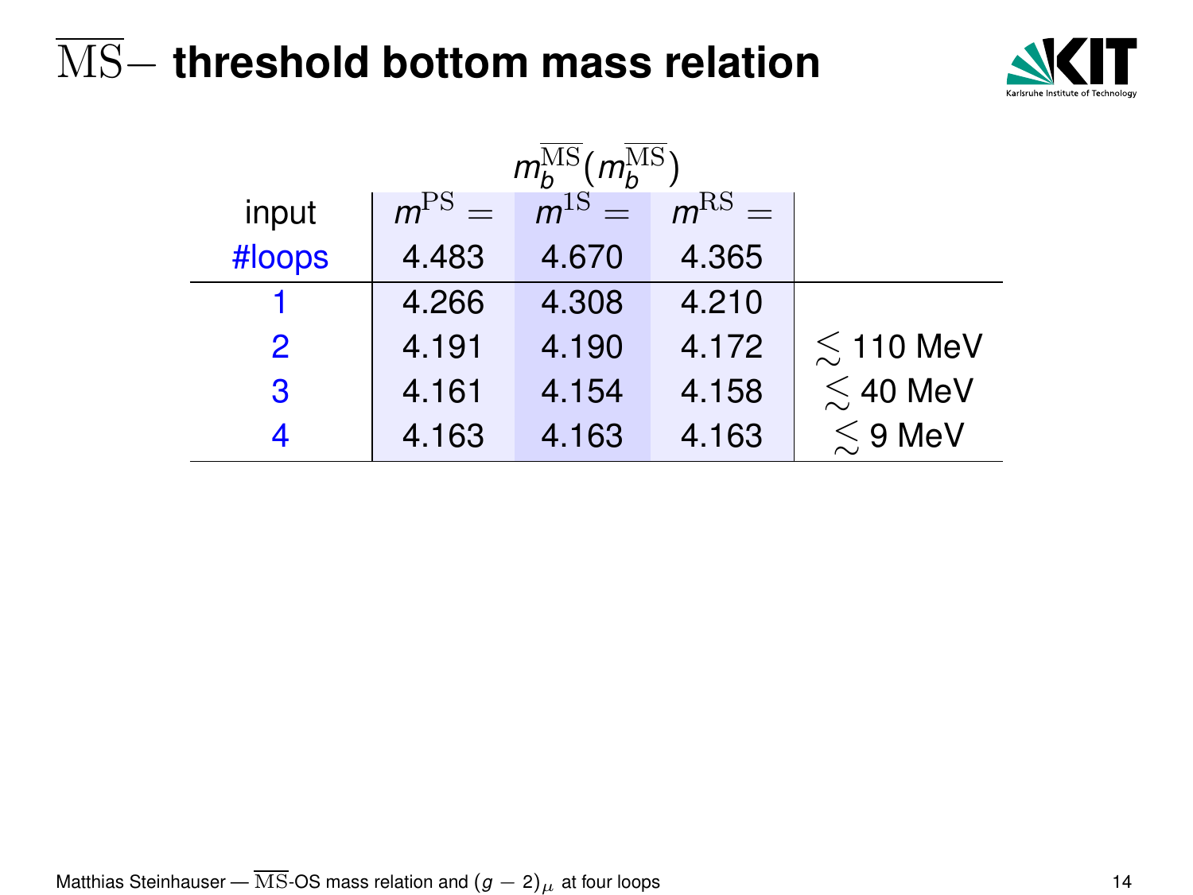# $\overline{\mathrm{MS}}-$ threshold bottom mass relation

| | $m_b^{\overline{\mathrm{MS}}}(m_b^{\overline{\mathrm{MS}}})$ | | | |
|---|---|---|---|---|
| input | $m^{\mathrm{PS}} =$ | $m^{\mathrm{1S}} =$ | $m^{\mathrm{RS}} =$ | |
| #loops | 4.483 | 4.670 | 4.365 | |
| 1 | 4.266 | 4.308 | 4.210 | |
| 2 | 4.191 | 4.190 | 4.172 | $\lesssim$ 110 MeV |
| 3 | 4.161 | 4.154 | 4.158 | $\lesssim$ 40 MeV |
| 4 | 4.163 | 4.163 | 4.163 | $\lesssim$ 9 MeV |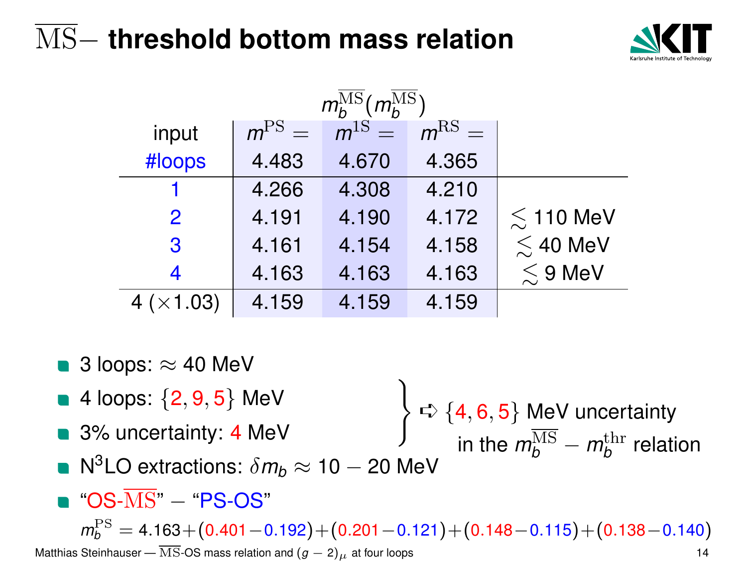# $\overline{\rm MS}-$ threshold bottom mass relation

| input | $m^{\rm PS} =$ | $m^{\rm 1S} =$ | $m^{\rm RS} =$ | |
|---|---|---|---|---|
| #loops | 4.483 | 4.670 | 4.365 | |
| | $m_b^{\overline{\rm MS}}(m_b^{\overline{\rm MS}})$ | | | |
| 1 | 4.266 | 4.308 | 4.210 | |
| 2 | 4.191 | 4.190 | 4.172 | $\lesssim$ 110 MeV |
| 3 | 4.161 | 4.154 | 4.158 | $\lesssim$ 40 MeV |
| 4 | 4.163 | 4.163 | 4.163 | $\lesssim$ 9 MeV |
| 4 ($\times$1.03) | 4.159 | 4.159 | 4.159 | |

- 3 loops: $\approx$ 40 MeV
- 4 loops: $\{2, 9, 5\}$ MeV
- 3% uncertainty: 4 MeV

$\Rightarrow$ $\{4, 6, 5\}$ MeV uncertainty in the $m_b^{\overline{\rm MS}} - m_b^{\rm thr}$ relation

- N$^3$LO extractions: $\delta m_b \approx 10 - 20$ MeV
- "OS-$\overline{\rm MS}$" $-$ "PS-OS"

$$m_b^{\rm PS} = 4.163 + (0.401 - 0.192) + (0.201 - 0.121) + (0.148 - 0.115) + (0.138 - 0.140)$$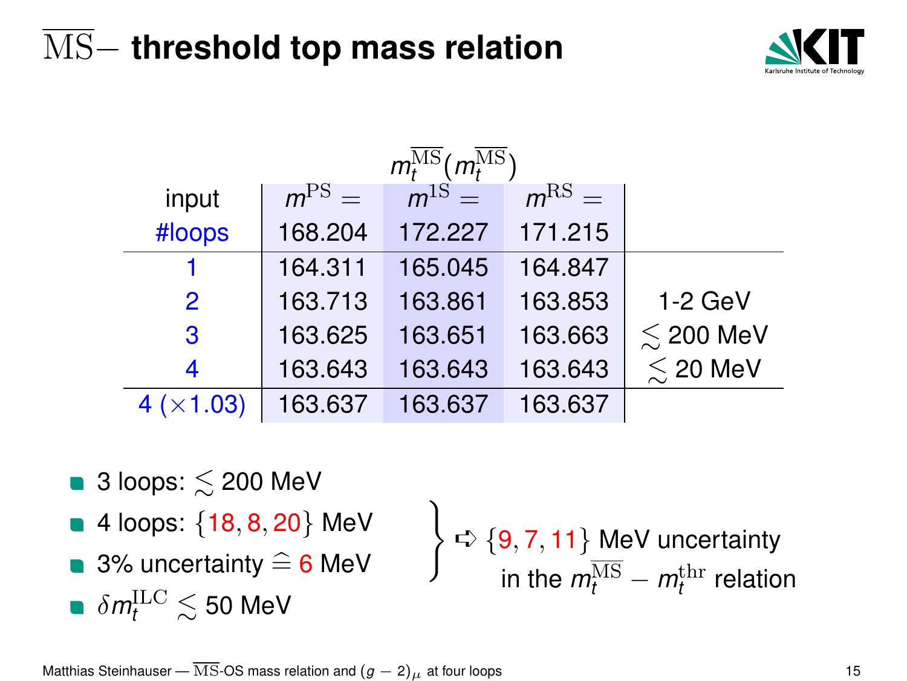# $\overline{\mathrm{MS}}-$ threshold top mass relation

| | $m_t^{\overline{\mathrm{MS}}}(m_t^{\overline{\mathrm{MS}}})$ | | | |
|---|---|---|---|---|
| input | $m^{\mathrm{PS}} =$ | $m^{\mathrm{1S}} =$ | $m^{\mathrm{RS}} =$ | |
| #loops | 168.204 | 172.227 | 171.215 | |
| 1 | 164.311 | 165.045 | 164.847 | |
| 2 | 163.713 | 163.861 | 163.853 | 1-2 GeV |
| 3 | 163.625 | 163.651 | 163.663 | $\lesssim$ 200 MeV |
| 4 | 163.643 | 163.643 | 163.643 | $\lesssim$ 20 MeV |
| 4 ($\times$1.03) | 163.637 | 163.637 | 163.637 | |

- 3 loops: $\lesssim$ 200 MeV
- 4 loops: $\{18, 8, 20\}$ MeV
- 3% uncertainty $\widehat{=}$ 6 MeV
- $\delta m_t^{\mathrm{ILC}} \lesssim$ 50 MeV

(4 loops and 3% uncertainty) ⇨ $\{9, 7, 11\}$ MeV uncertainty in the $m_t^{\overline{\mathrm{MS}}} - m_t^{\mathrm{thr}}$ relation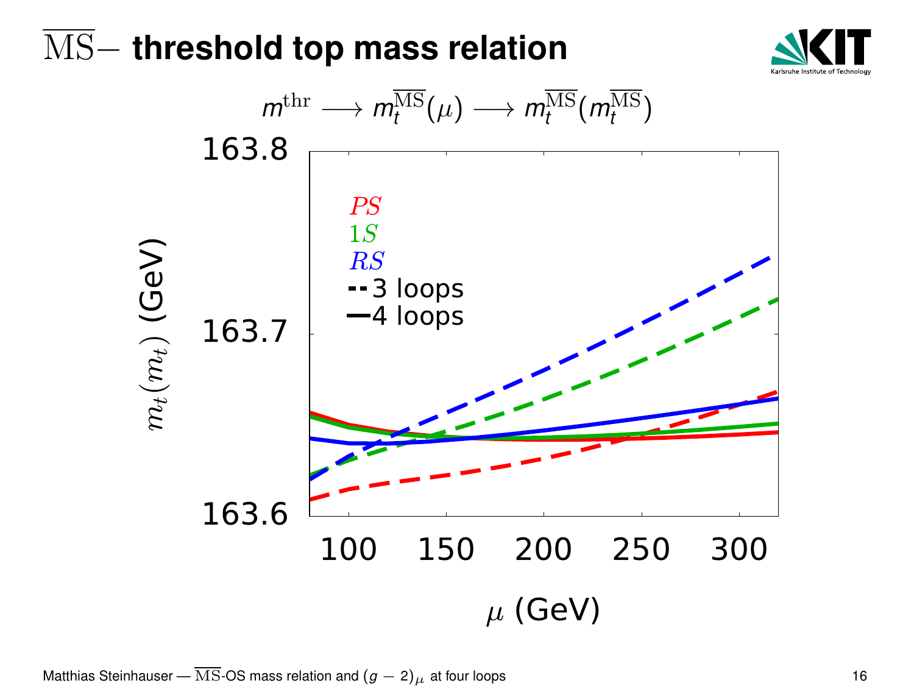# $\overline{\text{MS}}-$ threshold top mass relation

$$m^{\text{thr}} \longrightarrow m_t^{\overline{\text{MS}}}(\mu) \longrightarrow m_t^{\overline{\text{MS}}}(m_t^{\overline{\text{MS}}})$$

| $\mu$ (GeV) | | | | | |
|---|---|---|---|---|---|
| | 100 | 150 | 200 | 250 | 300 |

$m_t(m_t)$ (GeV): 163.6, 163.7, 163.8

Legend: $PS$, $1S$, $RS$; - - 3 loops; — 4 loops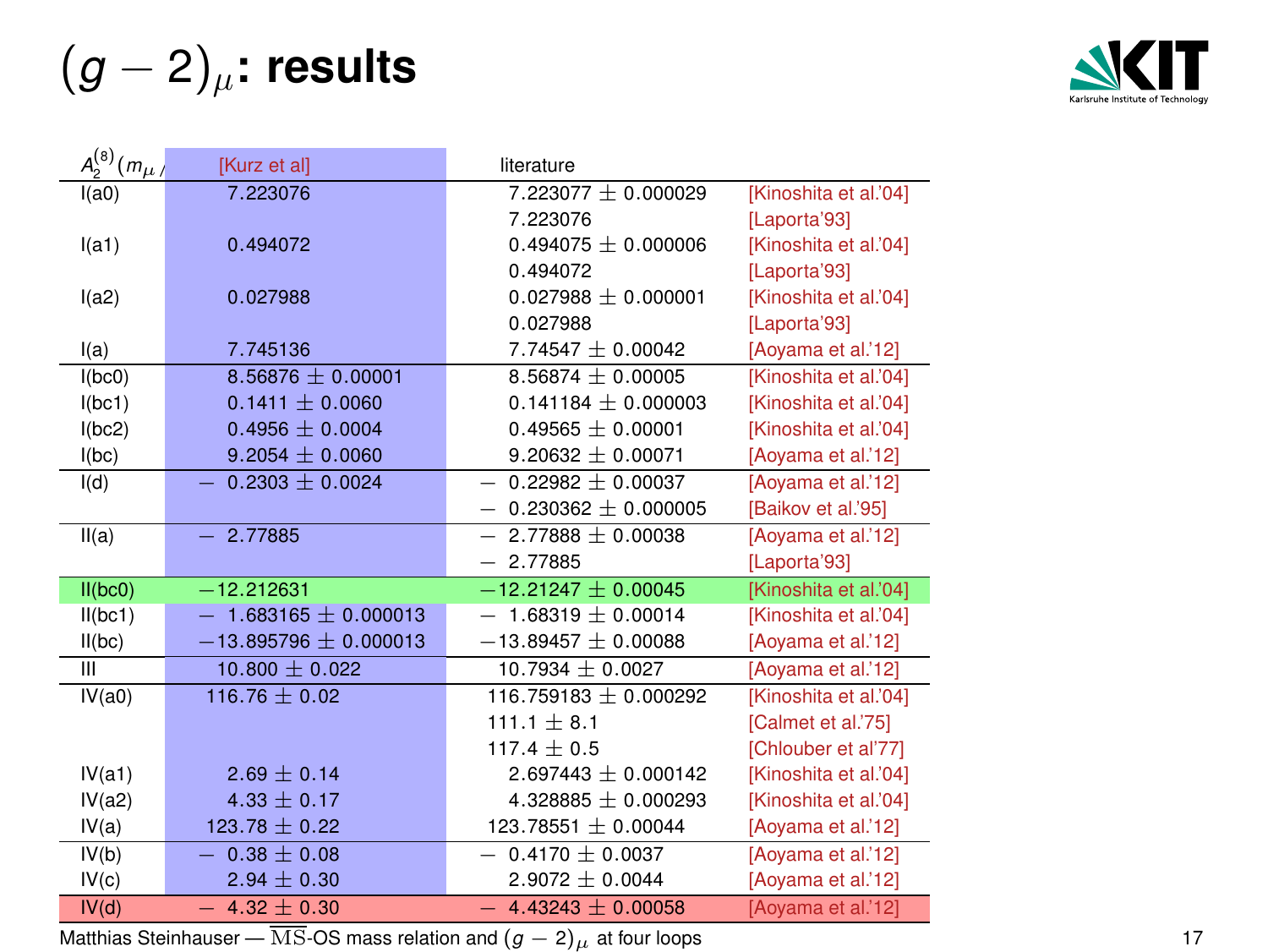# $(g-2)_\mu$: results

| $A_2^{(8)}(m_\mu/$ | [Kurz et al] | literature | |
|---|---|---|---|
| I(a0) | 7.223076 | 7.223077 ± 0.000029 | [Kinoshita et al.'04] |
| | | 7.223076 | [Laporta'93] |
| I(a1) | 0.494072 | 0.494075 ± 0.000006 | [Kinoshita et al.'04] |
| | | 0.494072 | [Laporta'93] |
| I(a2) | 0.027988 | 0.027988 ± 0.000001 | [Kinoshita et al.'04] |
| | | 0.027988 | [Laporta'93] |
| I(a) | 7.745136 | 7.74547 ± 0.00042 | [Aoyama et al.'12] |
| I(bc0) | 8.56876 ± 0.00001 | 8.56874 ± 0.00005 | [Kinoshita et al.'04] |
| I(bc1) | 0.1411 ± 0.0060 | 0.141184 ± 0.000003 | [Kinoshita et al.'04] |
| I(bc2) | 0.4956 ± 0.0004 | 0.49565 ± 0.00001 | [Kinoshita et al.'04] |
| I(bc) | 9.2054 ± 0.0060 | 9.20632 ± 0.00071 | [Aoyama et al.'12] |
| I(d) | − 0.2303 ± 0.0024 | − 0.22982 ± 0.00037 | [Aoyama et al.'12] |
| | | − 0.230362 ± 0.000005 | [Baikov et al.'95] |
| II(a) | − 2.77885 | − 2.77888 ± 0.00038 | [Aoyama et al.'12] |
| | | − 2.77885 | [Laporta'93] |
| II(bc0) | −12.212631 | −12.21247 ± 0.00045 | [Kinoshita et al.'04] |
| II(bc1) | − 1.683165 ± 0.000013 | − 1.68319 ± 0.00014 | [Kinoshita et al.'04] |
| II(bc) | −13.895796 ± 0.000013 | −13.89457 ± 0.00088 | [Aoyama et al.'12] |
| III | 10.800 ± 0.022 | 10.7934 ± 0.0027 | [Aoyama et al.'12] |
| IV(a0) | 116.76 ± 0.02 | 116.759183 ± 0.000292 | [Kinoshita et al.'04] |
| | | 111.1 ± 8.1 | [Calmet et al.'75] |
| | | 117.4 ± 0.5 | [Chlouber et al'77] |
| IV(a1) | 2.69 ± 0.14 | 2.697443 ± 0.000142 | [Kinoshita et al.'04] |
| IV(a2) | 4.33 ± 0.17 | 4.328885 ± 0.000293 | [Kinoshita et al.'04] |
| IV(a) | 123.78 ± 0.22 | 123.78551 ± 0.00044 | [Aoyama et al.'12] |
| IV(b) | − 0.38 ± 0.08 | − 0.4170 ± 0.0037 | [Aoyama et al.'12] |
| IV(c) | 2.94 ± 0.30 | 2.9072 ± 0.0044 | [Aoyama et al.'12] |
| IV(d) | − 4.32 ± 0.30 | − 4.43243 ± 0.00058 | [Aoyama et al.'12] |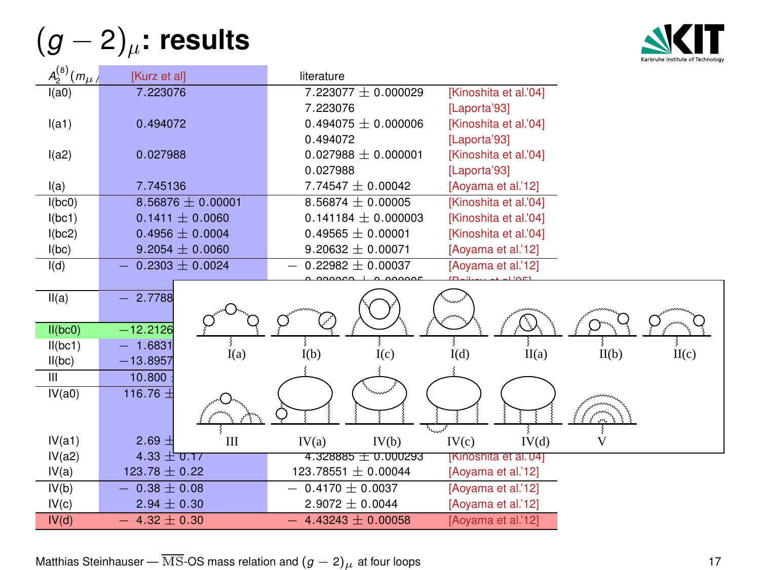# $(g-2)_\mu$: results

| $A_2^{(8)}(m_\mu/$ | [Kurz et al] | literature | |
|---|---|---|---|
| I(a0) | 7.223076 | 7.223077 ± 0.000029 | [Kinoshita et al.'04] |
| | | 7.223076 | [Laporta'93] |
| I(a1) | 0.494072 | 0.494075 ± 0.000006 | [Kinoshita et al.'04] |
| | | 0.494072 | [Laporta'93] |
| I(a2) | 0.027988 | 0.027988 ± 0.000001 | [Kinoshita et al.'04] |
| | | 0.027988 | [Laporta'93] |
| I(a) | 7.745136 | 7.74547 ± 0.00042 | [Aoyama et al.'12] |
| I(bc0) | 8.56876 ± 0.00001 | 8.56874 ± 0.00005 | [Kinoshita et al.'04] |
| I(bc1) | 0.1411 ± 0.0060 | 0.141184 ± 0.000003 | [Kinoshita et al.'04] |
| I(bc2) | 0.4956 ± 0.0004 | 0.49565 ± 0.00001 | [Kinoshita et al.'04] |
| I(bc) | 9.2054 ± 0.0060 | 9.20632 ± 0.00071 | [Aoyama et al.'12] |
| I(d) | − 0.2303 ± 0.0024 | − 0.22982 ± 0.00037 | [Aoyama et al.'12] |
| II(a) | − 2.7788 | | |
| II(bc0) | −12.2126 | | |
| II(bc1) | − 1.6831 | | |
| II(bc) | −13.8957 | | |
| III | 10.800 | | |
| IV(a0) | 116.76 ± | | |
| IV(a1) | 2.69 ± | | |
| IV(a2) | 4.33 ± 0.17 | 4.328885 ± 0.000293 | [Kinoshita et al.'04] |
| IV(a) | 123.78 ± 0.22 | 123.78551 ± 0.00044 | [Aoyama et al.'12] |
| IV(b) | − 0.38 ± 0.08 | − 0.4170 ± 0.0037 | [Aoyama et al.'12] |
| IV(c) | 2.94 ± 0.30 | 2.9072 ± 0.0044 | [Aoyama et al.'12] |
| IV(d) | − 4.32 ± 0.30 | − 4.43243 ± 0.00058 | [Aoyama et al.'12] |

I(a) I(b) I(c) I(d) II(a) II(b) II(c)

III IV(a) IV(b) IV(c) IV(d) V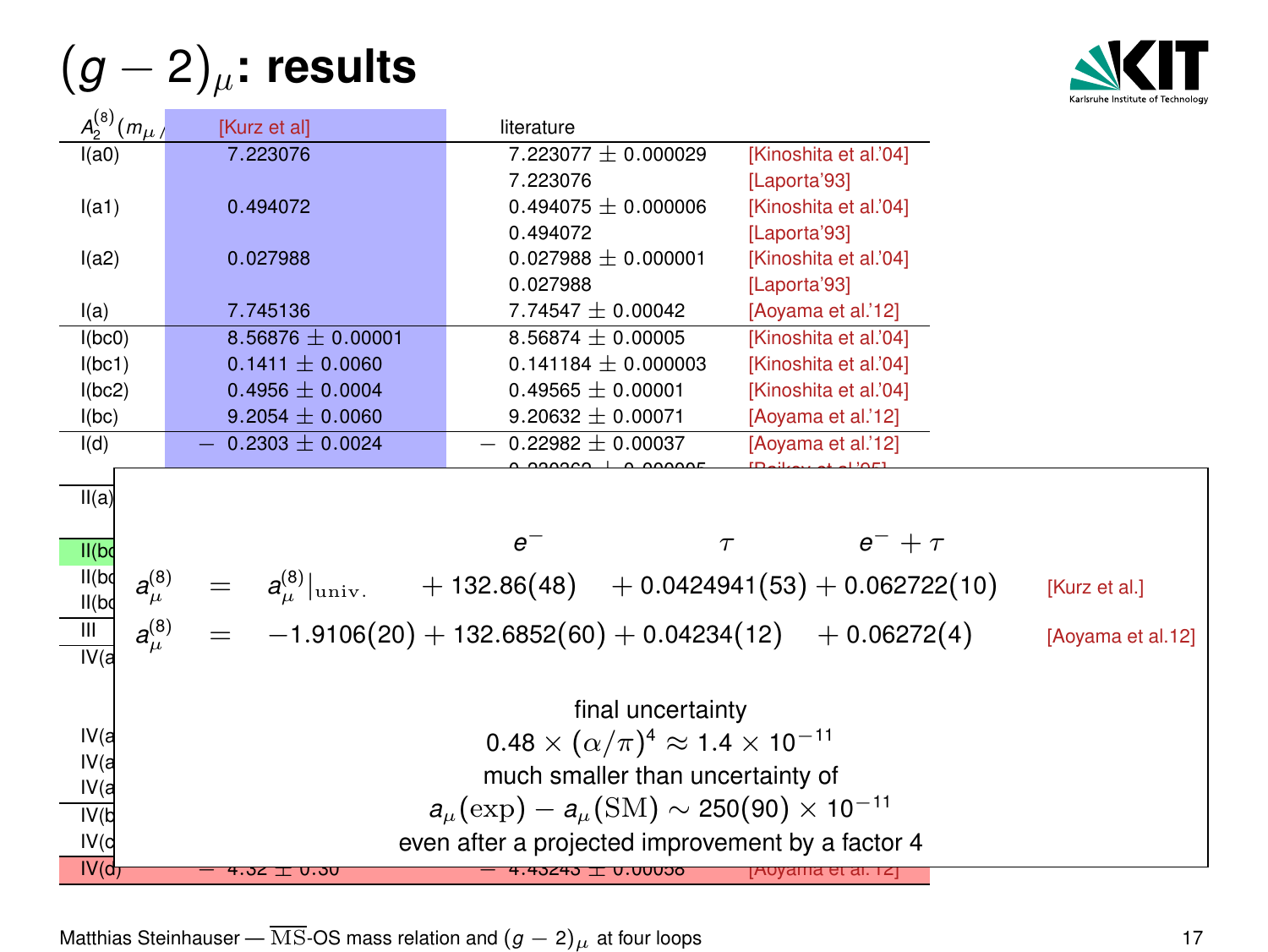# $(g-2)_\mu$: results

| $A_2^{(8)}(m_\mu/$ | [Kurz et al] | literature | |
|---|---|---|---|
| I(a0) | 7.223076 | 7.223077 ± 0.000029 | [Kinoshita et al.'04] |
| | | 7.223076 | [Laporta'93] |
| I(a1) | 0.494072 | 0.494075 ± 0.000006 | [Kinoshita et al.'04] |
| | | 0.494072 | [Laporta'93] |
| I(a2) | 0.027988 | 0.027988 ± 0.000001 | [Kinoshita et al.'04] |
| | | 0.027988 | [Laporta'93] |
| I(a) | 7.745136 | 7.74547 ± 0.00042 | [Aoyama et al.'12] |
| I(bc0) | 8.56876 ± 0.00001 | 8.56874 ± 0.00005 | [Kinoshita et al.'04] |
| I(bc1) | 0.1411 ± 0.0060 | 0.141184 ± 0.000003 | [Kinoshita et al.'04] |
| I(bc2) | 0.4956 ± 0.0004 | 0.49565 ± 0.00001 | [Kinoshita et al.'04] |
| I(bc) | 9.2054 ± 0.0060 | 9.20632 ± 0.00071 | [Aoyama et al.'12] |
| I(d) | − 0.2303 ± 0.0024 | − 0.22982 ± 0.00037 | [Aoyama et al.'12] |
| IV(d) | − 4.32 ± 0.30 | − 4.43243 ± 0.00058 | [Aoyama et al.'12] |

| | | | $e^-$ | $\tau$ | $e^- + \tau$ | |
|---|---|---|---|---|---|---|
| $a_\mu^{(8)}$ | $=$ | $a_\mu^{(8)}\vert_{\rm univ.}$ | $+\,132.86(48)$ | $+\,0.0424941(53)$ | $+\,0.062722(10)$ | [Kurz et al.] |
| $a_\mu^{(8)}$ | $=$ | $-1.9106(20)$ | $+\,132.6852(60)$ | $+\,0.04234(12)$ | $+\,0.06272(4)$ | [Aoyama et al.12] |

final uncertainty

$0.48 \times (\alpha/\pi)^4 \approx 1.4 \times 10^{-11}$

much smaller than uncertainty of

$a_\mu(\mathrm{exp}) - a_\mu(\mathrm{SM}) \sim 250(90) \times 10^{-11}$

even after a projected improvement by a factor 4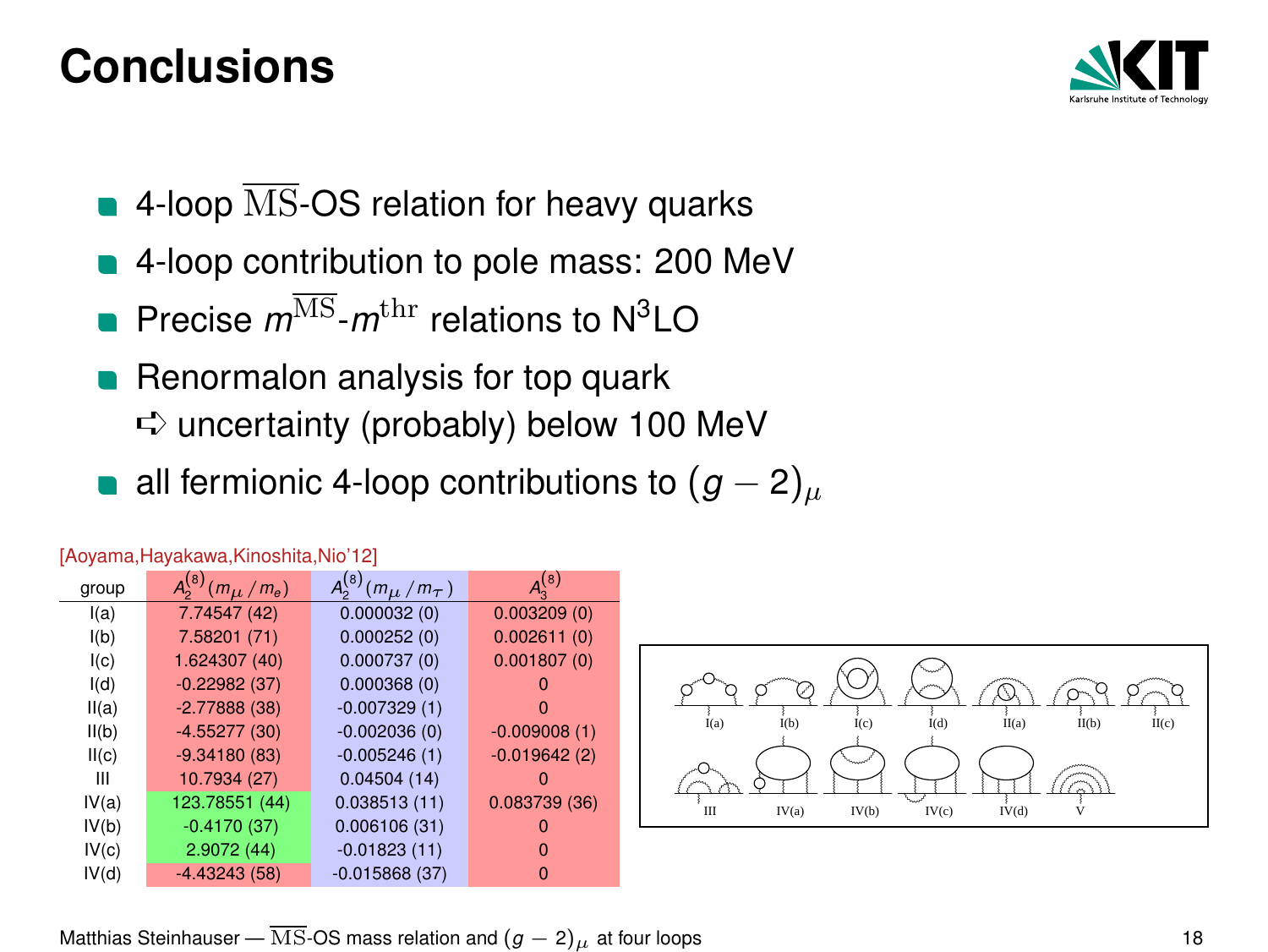# Conclusions

- 4-loop $\overline{\text{MS}}$-OS relation for heavy quarks
- 4-loop contribution to pole mass: 200 MeV
- Precise $m^{\overline{\text{MS}}}$-$m^{\text{thr}}$ relations to N$^3$LO
- Renormalon analysis for top quark
  ➪ uncertainty (probably) below 100 MeV
- all fermionic 4-loop contributions to $(g-2)_\mu$

[Aoyama,Hayakawa,Kinoshita,Nio'12]

| group | $A_2^{(8)}(m_\mu/m_e)$ | $A_2^{(8)}(m_\mu/m_\tau)$ | $A_3^{(8)}$ |
|---|---|---|---|
| I(a) | 7.74547 (42) | 0.000032 (0) | 0.003209 (0) |
| I(b) | 7.58201 (71) | 0.000252 (0) | 0.002611 (0) |
| I(c) | 1.624307 (40) | 0.000737 (0) | 0.001807 (0) |
| I(d) | -0.22982 (37) | 0.000368 (0) | 0 |
| II(a) | -2.77888 (38) | -0.007329 (1) | 0 |
| II(b) | -4.55277 (30) | -0.002036 (0) | -0.009008 (1) |
| II(c) | -9.34180 (83) | -0.005246 (1) | -0.019642 (2) |
| III | 10.7934 (27) | 0.04504 (14) | 0 |
| IV(a) | 123.78551 (44) | 0.038513 (11) | 0.083739 (36) |
| IV(b) | -0.4170 (37) | 0.006106 (31) | 0 |
| IV(c) | 2.9072 (44) | -0.01823 (11) | 0 |
| IV(d) | -4.43243 (58) | -0.015868 (37) | 0 |

I(a) I(b) I(c) I(d) II(a) II(b) II(c)
III IV(a) IV(b) IV(c) IV(d) V